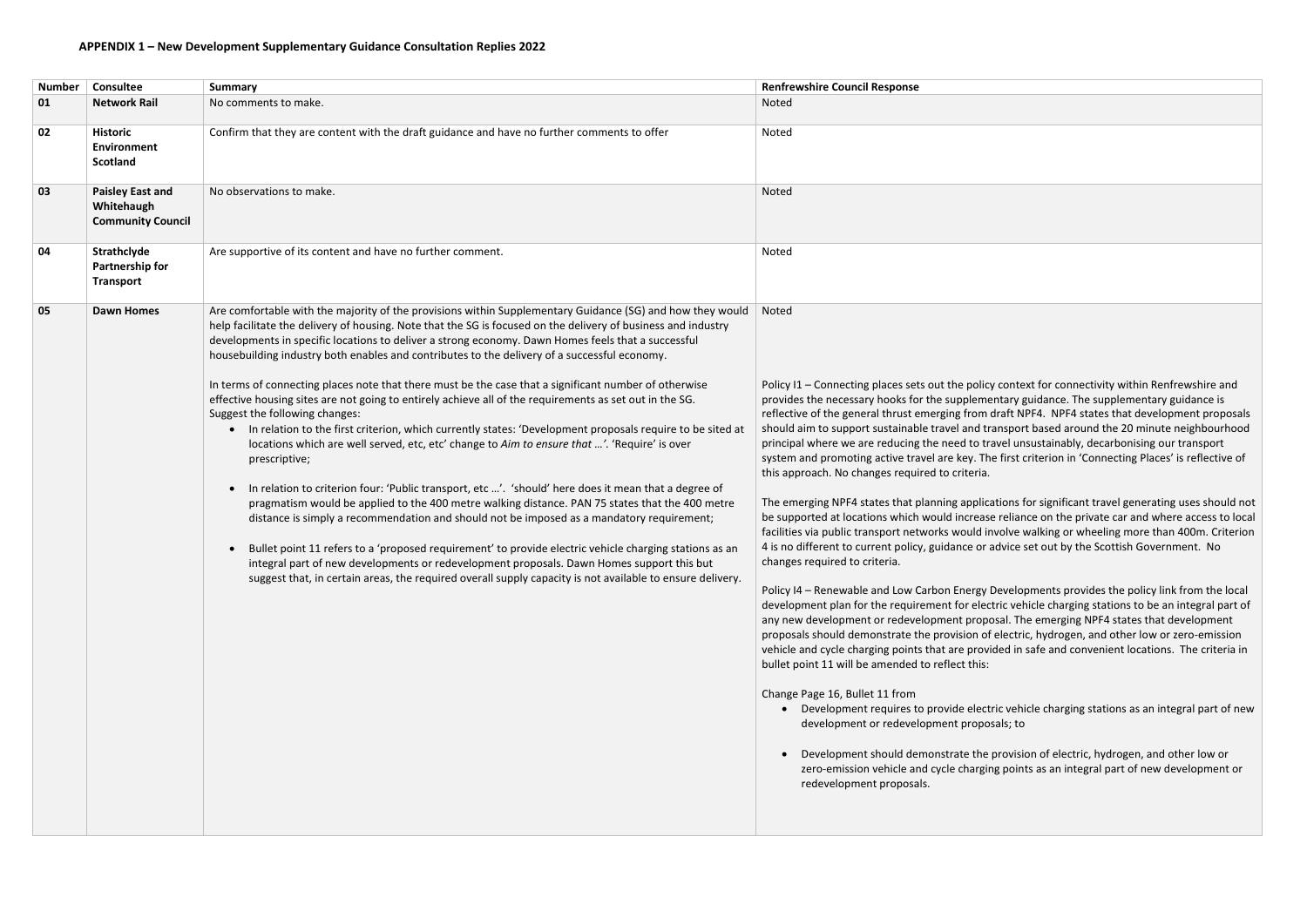**APPENDIX 1 – New Development Supplementary Guidance Consultation Replies 2022**

| Number | Consultee | Summary | Renfrewshire Council Response |
|---|---|---|---|
| **01** | **Network Rail** | No comments to make. | Noted |
| **02** | **Historic Environment Scotland** | Confirm that they are content with the draft guidance and have no further comments to offer | Noted |
| **03** | **Paisley East and Whitehaugh Community Council** | No observations to make. | Noted |
| **04** | **Strathclyde Partnership for Transport** | Are supportive of its content and have no further comment. | Noted |
| **05** | **Dawn Homes** | Are comfortable with the majority of the provisions within Supplementary Guidance (SG) and how they would help facilitate the delivery of housing. Note that the SG is focused on the delivery of business and industry developments in specific locations to deliver a strong economy. Dawn Homes feels that a successful housebuilding industry both enables and contributes to the delivery of a successful economy.<br><br>In terms of connecting places note that there must be the case that a significant number of otherwise effective housing sites are not going to entirely achieve all of the requirements as set out in the SG. Suggest the following changes:<br>• In relation to the first criterion, which currently states: 'Development proposals require to be sited at locations which are well served, etc, etc' change to *Aim to ensure that …'*. 'Require' is over prescriptive;<br>• In relation to criterion four: 'Public transport, etc …'. 'should' here does it mean that a degree of pragmatism would be applied to the 400 metre walking distance. PAN 75 states that the 400 metre distance is simply a recommendation and should not be imposed as a mandatory requirement;<br>• Bullet point 11 refers to a 'proposed requirement' to provide electric vehicle charging stations as an integral part of new developments or redevelopment proposals. Dawn Homes support this but suggest that, in certain areas, the required overall supply capacity is not available to ensure delivery. | Noted<br><br>Policy I1 – Connecting places sets out the policy context for connectivity within Renfrewshire and provides the necessary hooks for the supplementary guidance. The supplementary guidance is reflective of the general thrust emerging from draft NPF4. NPF4 states that development proposals should aim to support sustainable travel and transport based around the 20 minute neighbourhood principal where we are reducing the need to travel unsustainably, decarbonising our transport system and promoting active travel are key. The first criterion in 'Connecting Places' is reflective of this approach. No changes required to criteria.<br><br>The emerging NPF4 states that planning applications for significant travel generating uses should not be supported at locations which would increase reliance on the private car and where access to local facilities via public transport networks would involve walking or wheeling more than 400m. Criterion 4 is no different to current policy, guidance or advice set out by the Scottish Government. No changes required to criteria.<br><br>Policy I4 – Renewable and Low Carbon Energy Developments provides the policy link from the local development plan for the requirement for electric vehicle charging stations to be an integral part of any new development or redevelopment proposal. The emerging NPF4 states that development proposals should demonstrate the provision of electric, hydrogen, and other low or zero-emission vehicle and cycle charging points that are provided in safe and convenient locations. The criteria in bullet point 11 will be amended to reflect this:<br><br>Change Page 16, Bullet 11 from<br>• Development requires to provide electric vehicle charging stations as an integral part of new development or redevelopment proposals; to<br><br>• Development should demonstrate the provision of electric, hydrogen, and other low or zero-emission vehicle and cycle charging points as an integral part of new development or redevelopment proposals. |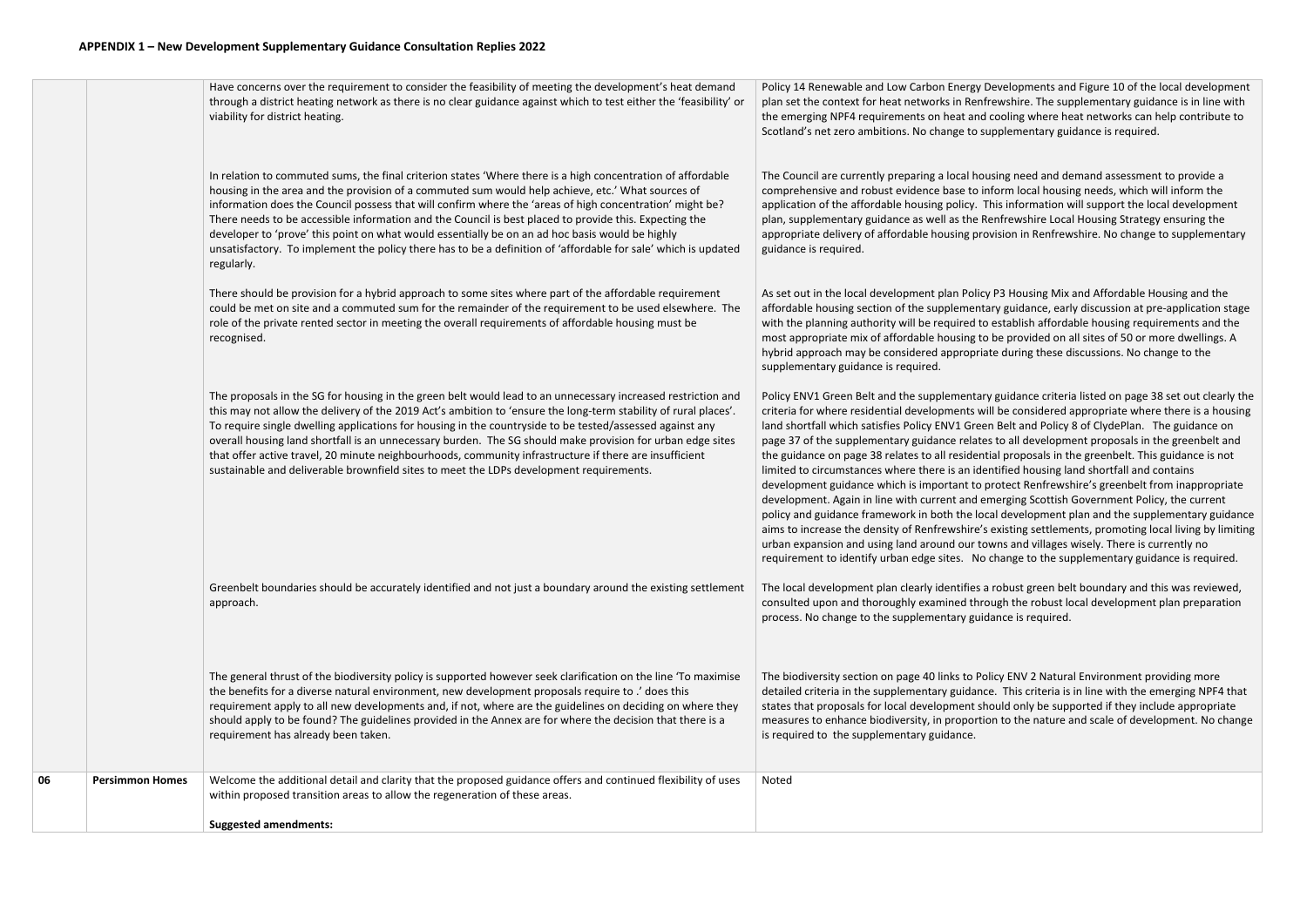## APPENDIX 1 – New Development Supplementary Guidance Consultation Replies 2022

| | | | |
|---|---|---|---|
| | | Have concerns over the requirement to consider the feasibility of meeting the development's heat demand through a district heating network as there is no clear guidance against which to test either the 'feasibility' or viability for district heating. | Policy 14 Renewable and Low Carbon Energy Developments and Figure 10 of the local development plan set the context for heat networks in Renfrewshire. The supplementary guidance is in line with the emerging NPF4 requirements on heat and cooling where heat networks can help contribute to Scotland's net zero ambitions. No change to supplementary guidance is required. |
| | | In relation to commuted sums, the final criterion states 'Where there is a high concentration of affordable housing in the area and the provision of a commuted sum would help achieve, etc.' What sources of information does the Council possess that will confirm where the 'areas of high concentration' might be? There needs to be accessible information and the Council is best placed to provide this. Expecting the developer to 'prove' this point on what would essentially be on an ad hoc basis would be highly unsatisfactory. To implement the policy there has to be a definition of 'affordable for sale' which is updated regularly. | The Council are currently preparing a local housing need and demand assessment to provide a comprehensive and robust evidence base to inform local housing needs, which will inform the application of the affordable housing policy. This information will support the local development plan, supplementary guidance as well as the Renfrewshire Local Housing Strategy ensuring the appropriate delivery of affordable housing provision in Renfrewshire. No change to supplementary guidance is required. |
| | | There should be provision for a hybrid approach to some sites where part of the affordable requirement could be met on site and a commuted sum for the remainder of the requirement to be used elsewhere. The role of the private rented sector in meeting the overall requirements of affordable housing must be recognised. | As set out in the local development plan Policy P3 Housing Mix and Affordable Housing and the affordable housing section of the supplementary guidance, early discussion at pre-application stage with the planning authority will be required to establish affordable housing requirements and the most appropriate mix of affordable housing to be provided on all sites of 50 or more dwellings. A hybrid approach may be considered appropriate during these discussions. No change to the supplementary guidance is required. |
| | | The proposals in the SG for housing in the green belt would lead to an unnecessary increased restriction and this may not allow the delivery of the 2019 Act's ambition to 'ensure the long-term stability of rural places'. To require single dwelling applications for housing in the countryside to be tested/assessed against any overall housing land shortfall is an unnecessary burden. The SG should make provision for urban edge sites that offer active travel, 20 minute neighbourhoods, community infrastructure if there are insufficient sustainable and deliverable brownfield sites to meet the LDPs development requirements. | Policy ENV1 Green Belt and the supplementary guidance criteria listed on page 38 set out clearly the criteria for where residential developments will be considered appropriate where there is a housing land shortfall which satisfies Policy ENV1 Green Belt and Policy 8 of ClydePlan. The guidance on page 37 of the supplementary guidance relates to all development proposals in the greenbelt and the guidance on page 38 relates to all residential proposals in the greenbelt. This guidance is not limited to circumstances where there is an identified housing land shortfall and contains development guidance which is important to protect Renfrewshire's greenbelt from inappropriate development. Again in line with current and emerging Scottish Government Policy, the current policy and guidance framework in both the local development plan and the supplementary guidance aims to increase the density of Renfrewshire's existing settlements, promoting local living by limiting urban expansion and using land around our towns and villages wisely. There is currently no requirement to identify urban edge sites. No change to the supplementary guidance is required. |
| | | Greenbelt boundaries should be accurately identified and not just a boundary around the existing settlement approach. | The local development plan clearly identifies a robust green belt boundary and this was reviewed, consulted upon and thoroughly examined through the robust local development plan preparation process. No change to the supplementary guidance is required. |
| | | The general thrust of the biodiversity policy is supported however seek clarification on the line 'To maximise the benefits for a diverse natural environment, new development proposals require to .' does this requirement apply to all new developments and, if not, where are the guidelines on deciding on where they should apply to be found? The guidelines provided in the Annex are for where the decision that there is a requirement has already been taken. | The biodiversity section on page 40 links to Policy ENV 2 Natural Environment providing more detailed criteria in the supplementary guidance. This criteria is in line with the emerging NPF4 that states that proposals for local development should only be supported if they include appropriate measures to enhance biodiversity, in proportion to the nature and scale of development. No change is required to the supplementary guidance. |
| **06** | **Persimmon Homes** | Welcome the additional detail and clarity that the proposed guidance offers and continued flexibility of uses within proposed transition areas to allow the regeneration of these areas.<br><br>**Suggested amendments:** | Noted |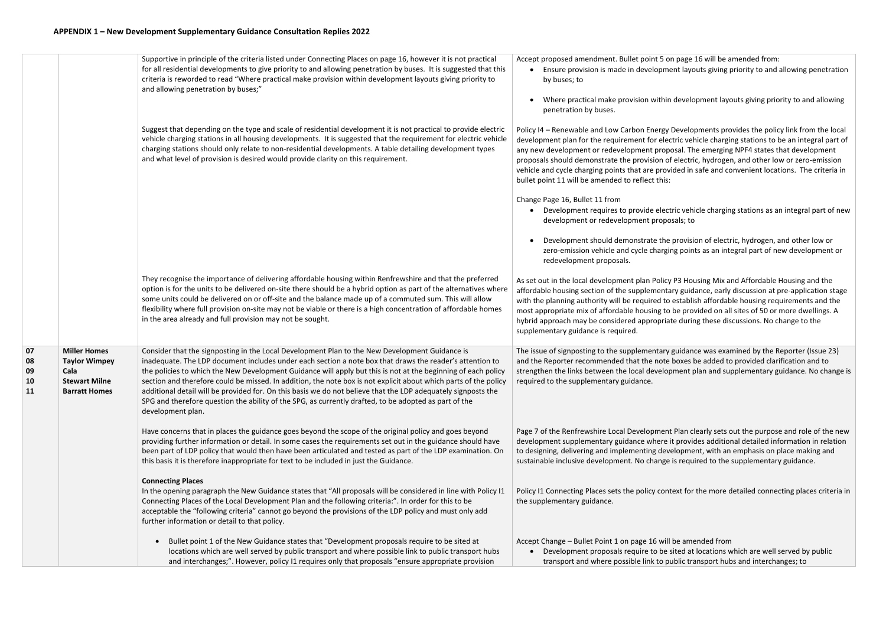**APPENDIX 1 – New Development Supplementary Guidance Consultation Replies 2022**

| | | | |
|---|---|---|---|
| | | Supportive in principle of the criteria listed under Connecting Places on page 16, however it is not practical for all residential developments to give priority to and allowing penetration by buses. It is suggested that this criteria is reworded to read "Where practical make provision within development layouts giving priority to and allowing penetration by buses;" | Accept proposed amendment. Bullet point 5 on page 16 will be amended from: <br>• Ensure provision is made in development layouts giving priority to and allowing penetration by buses; to <br>• Where practical make provision within development layouts giving priority to and allowing penetration by buses. |
| | | Suggest that depending on the type and scale of residential development it is not practical to provide electric vehicle charging stations in all housing developments. It is suggested that the requirement for electric vehicle charging stations should only relate to non-residential developments. A table detailing development types and what level of provision is desired would provide clarity on this requirement. | Policy I4 – Renewable and Low Carbon Energy Developments provides the policy link from the local development plan for the requirement for electric vehicle charging stations to be an integral part of any new development or redevelopment proposal. The emerging NPF4 states that development proposals should demonstrate the provision of electric, hydrogen, and other low or zero-emission vehicle and cycle charging points that are provided in safe and convenient locations. The criteria in bullet point 11 will be amended to reflect this: <br><br>Change Page 16, Bullet 11 from <br>• Development requires to provide electric vehicle charging stations as an integral part of new development or redevelopment proposals; to <br>• Development should demonstrate the provision of electric, hydrogen, and other low or zero-emission vehicle and cycle charging points as an integral part of new development or redevelopment proposals. |
| | | They recognise the importance of delivering affordable housing within Renfrewshire and that the preferred option is for the units to be delivered on-site there should be a hybrid option as part of the alternatives where some units could be delivered on or off-site and the balance made up of a commuted sum. This will allow flexibility where full provision on-site may not be viable or there is a high concentration of affordable homes in the area already and full provision may not be sought. | As set out in the local development plan Policy P3 Housing Mix and Affordable Housing and the affordable housing section of the supplementary guidance, early discussion at pre-application stage with the planning authority will be required to establish affordable housing requirements and the most appropriate mix of affordable housing to be provided on all sites of 50 or more dwellings. A hybrid approach may be considered appropriate during these discussions. No change to the supplementary guidance is required. |
| **07**<br>**08**<br>**09**<br>**10**<br>**11** | **Miller Homes**<br>**Taylor Wimpey**<br>**Cala**<br>**Stewart Milne**<br>**Barratt Homes** | Consider that the signposting in the Local Development Plan to the New Development Guidance is inadequate. The LDP document includes under each section a note box that draws the reader's attention to the policies to which the New Development Guidance will apply but this is not at the beginning of each policy section and therefore could be missed. In addition, the note box is not explicit about which parts of the policy additional detail will be provided for. On this basis we do not believe that the LDP adequately signposts the SPG and therefore question the ability of the SPG, as currently drafted, to be adopted as part of the development plan. | The issue of signposting to the supplementary guidance was examined by the Reporter (Issue 23) and the Reporter recommended that the note boxes be added to provided clarification and to strengthen the links between the local development plan and supplementary guidance. No change is required to the supplementary guidance. |
| | | Have concerns that in places the guidance goes beyond the scope of the original policy and goes beyond providing further information or detail. In some cases the requirements set out in the guidance should have been part of LDP policy that would then have been articulated and tested as part of the LDP examination. On this basis it is therefore inappropriate for text to be included in just the Guidance. | Page 7 of the Renfrewshire Local Development Plan clearly sets out the purpose and role of the new development supplementary guidance where it provides additional detailed information in relation to designing, delivering and implementing development, with an emphasis on place making and sustainable inclusive development. No change is required to the supplementary guidance. |
| | | **Connecting Places**<br>In the opening paragraph the New Guidance states that "All proposals will be considered in line with Policy I1 Connecting Places of the Local Development Plan and the following criteria:". In order for this to be acceptable the "following criteria" cannot go beyond the provisions of the LDP policy and must only add further information or detail to that policy. | Policy I1 Connecting Places sets the policy context for the more detailed connecting places criteria in the supplementary guidance. |
| | | • Bullet point 1 of the New Guidance states that "Development proposals require to be sited at locations which are well served by public transport and where possible link to public transport hubs and interchanges;". However, policy I1 requires only that proposals "ensure appropriate provision | Accept Change – Bullet Point 1 on page 16 will be amended from <br>• Development proposals require to be sited at locations which are well served by public transport and where possible link to public transport hubs and interchanges; to |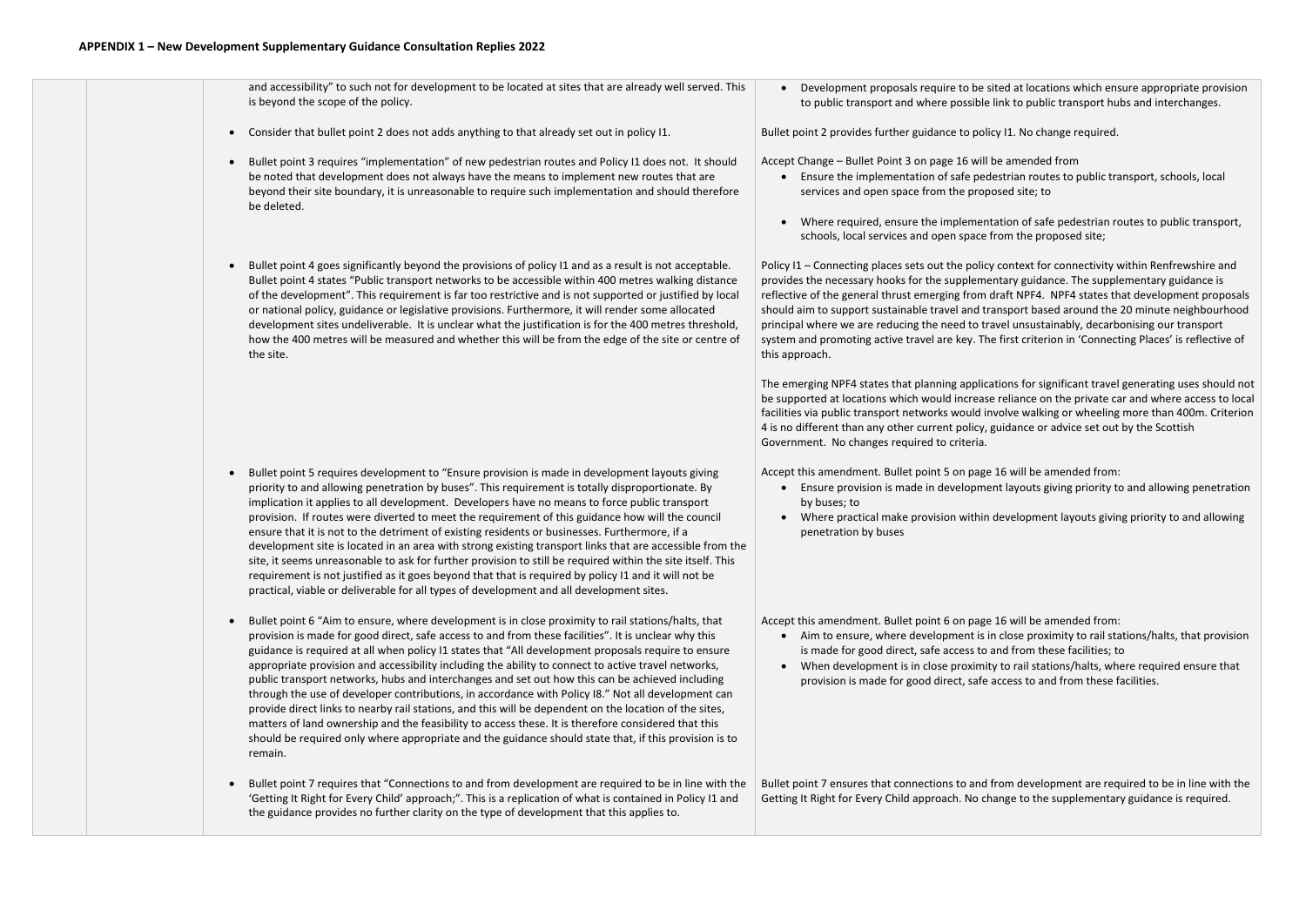## APPENDIX 1 – New Development Supplementary Guidance Consultation Replies 2022

| | | | |
|---|---|---|---|
| | | and accessibility" to such not for development to be located at sites that are already well served. This is beyond the scope of the policy.<br><br>• Consider that bullet point 2 does not adds anything to that already set out in policy I1.<br><br>• Bullet point 3 requires "implementation" of new pedestrian routes and Policy I1 does not. It should be noted that development does not always have the means to implement new routes that are beyond their site boundary, it is unreasonable to require such implementation and should therefore be deleted.<br><br>• Bullet point 4 goes significantly beyond the provisions of policy I1 and as a result is not acceptable. Bullet point 4 states "Public transport networks to be accessible within 400 metres walking distance of the development". This requirement is far too restrictive and is not supported or justified by local or national policy, guidance or legislative provisions. Furthermore, it will render some allocated development sites undeliverable. It is unclear what the justification is for the 400 metres threshold, how the 400 metres will be measured and whether this will be from the edge of the site or centre of the site.<br><br>• Bullet point 5 requires development to "Ensure provision is made in development layouts giving priority to and allowing penetration by buses". This requirement is totally disproportionate. By implication it applies to all development. Developers have no means to force public transport provision. If routes were diverted to meet the requirement of this guidance how will the council ensure that it is not to the detriment of existing residents or businesses. Furthermore, if a development site is located in an area with strong existing transport links that are accessible from the site, it seems unreasonable to ask for further provision to still be required within the site itself. This requirement is not justified as it goes beyond that that is required by policy I1 and it will not be practical, viable or deliverable for all types of development and all development sites.<br><br>• Bullet point 6 "Aim to ensure, where development is in close proximity to rail stations/halts, that provision is made for good direct, safe access to and from these facilities". It is unclear why this guidance is required at all when policy I1 states that "All development proposals require to ensure appropriate provision and accessibility including the ability to connect to active travel networks, public transport networks, hubs and interchanges and set out how this can be achieved including through the use of developer contributions, in accordance with Policy I8." Not all development can provide direct links to nearby rail stations, and this will be dependent on the location of the sites, matters of land ownership and the feasibility to access these. It is therefore considered that this should be required only where appropriate and the guidance should state that, if this provision is to remain.<br><br>• Bullet point 7 requires that "Connections to and from development are required to be in line with the 'Getting It Right for Every Child' approach;". This is a replication of what is contained in Policy I1 and the guidance provides no further clarity on the type of development that this applies to. | • Development proposals require to be sited at locations which ensure appropriate provision to public transport and where possible link to public transport hubs and interchanges.<br><br>Bullet point 2 provides further guidance to policy I1. No change required.<br><br>Accept Change – Bullet Point 3 on page 16 will be amended from<br>• Ensure the implementation of safe pedestrian routes to public transport, schools, local services and open space from the proposed site; to<br>• Where required, ensure the implementation of safe pedestrian routes to public transport, schools, local services and open space from the proposed site;<br><br>Policy I1 – Connecting places sets out the policy context for connectivity within Renfrewshire and provides the necessary hooks for the supplementary guidance. The supplementary guidance is reflective of the general thrust emerging from draft NPF4. NPF4 states that development proposals should aim to support sustainable travel and transport based around the 20 minute neighbourhood principal where we are reducing the need to travel unsustainably, decarbonising our transport system and promoting active travel are key. The first criterion in 'Connecting Places' is reflective of this approach.<br><br>The emerging NPF4 states that planning applications for significant travel generating uses should not be supported at locations which would increase reliance on the private car and where access to local facilities via public transport networks would involve walking or wheeling more than 400m. Criterion 4 is no different than any other current policy, guidance or advice set out by the Scottish Government. No changes required to criteria.<br><br>Accept this amendment. Bullet point 5 on page 16 will be amended from:<br>• Ensure provision is made in development layouts giving priority to and allowing penetration by buses; to<br>• Where practical make provision within development layouts giving priority to and allowing penetration by buses<br><br>Accept this amendment. Bullet point 6 on page 16 will be amended from:<br>• Aim to ensure, where development is in close proximity to rail stations/halts, that provision is made for good direct, safe access to and from these facilities; to<br>• When development is in close proximity to rail stations/halts, where required ensure that provision is made for good direct, safe access to and from these facilities.<br><br>Bullet point 7 ensures that connections to and from development are required to be in line with the Getting It Right for Every Child approach. No change to the supplementary guidance is required. |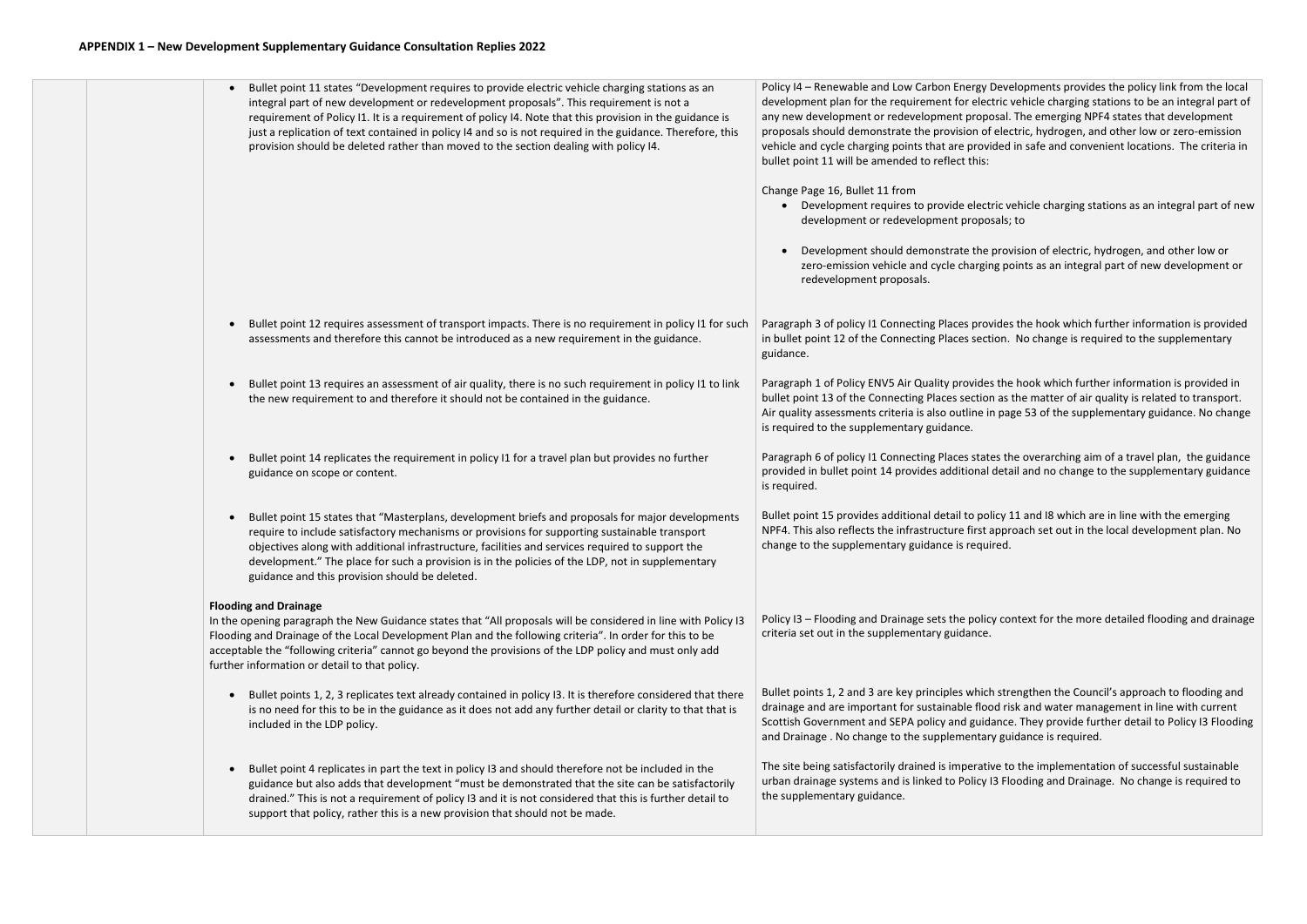## APPENDIX 1 – New Development Supplementary Guidance Consultation Replies 2022

| | | | |
|---|---|---|---|
| | | • Bullet point 11 states "Development requires to provide electric vehicle charging stations as an integral part of new development or redevelopment proposals". This requirement is not a requirement of Policy I1. It is a requirement of policy I4. Note that this provision in the guidance is just a replication of text contained in policy I4 and so is not required in the guidance. Therefore, this provision should be deleted rather than moved to the section dealing with policy I4. | Policy I4 – Renewable and Low Carbon Energy Developments provides the policy link from the local development plan for the requirement for electric vehicle charging stations to be an integral part of any new development or redevelopment proposal. The emerging NPF4 states that development proposals should demonstrate the provision of electric, hydrogen, and other low or zero-emission vehicle and cycle charging points that are provided in safe and convenient locations. The criteria in bullet point 11 will be amended to reflect this:<br><br>Change Page 16, Bullet 11 from<br>• Development requires to provide electric vehicle charging stations as an integral part of new development or redevelopment proposals; to<br><br>• Development should demonstrate the provision of electric, hydrogen, and other low or zero-emission vehicle and cycle charging points as an integral part of new development or redevelopment proposals. |
| | | • Bullet point 12 requires assessment of transport impacts. There is no requirement in policy I1 for such assessments and therefore this cannot be introduced as a new requirement in the guidance. | Paragraph 3 of policy I1 Connecting Places provides the hook which further information is provided in bullet point 12 of the Connecting Places section. No change is required to the supplementary guidance. |
| | | • Bullet point 13 requires an assessment of air quality, there is no such requirement in policy I1 to link the new requirement to and therefore it should not be contained in the guidance. | Paragraph 1 of Policy ENV5 Air Quality provides the hook which further information is provided in bullet point 13 of the Connecting Places section as the matter of air quality is related to transport. Air quality assessments criteria is also outline in page 53 of the supplementary guidance. No change is required to the supplementary guidance. |
| | | • Bullet point 14 replicates the requirement in policy I1 for a travel plan but provides no further guidance on scope or content. | Paragraph 6 of policy I1 Connecting Places states the overarching aim of a travel plan, the guidance provided in bullet point 14 provides additional detail and no change to the supplementary guidance is required. |
| | | • Bullet point 15 states that "Masterplans, development briefs and proposals for major developments require to include satisfactory mechanisms or provisions for supporting sustainable transport objectives along with additional infrastructure, facilities and services required to support the development." The place for such a provision is in the policies of the LDP, not in supplementary guidance and this provision should be deleted. | Bullet point 15 provides additional detail to policy 11 and I8 which are in line with the emerging NPF4. This also reflects the infrastructure first approach set out in the local development plan. No change to the supplementary guidance is required. |
| | | **Flooding and Drainage**<br>In the opening paragraph the New Guidance states that "All proposals will be considered in line with Policy I3 Flooding and Drainage of the Local Development Plan and the following criteria". In order for this to be acceptable the "following criteria" cannot go beyond the provisions of the LDP policy and must only add further information or detail to that policy. | Policy I3 – Flooding and Drainage sets the policy context for the more detailed flooding and drainage criteria set out in the supplementary guidance. |
| | | • Bullet points 1, 2, 3 replicates text already contained in policy I3. It is therefore considered that there is no need for this to be in the guidance as it does not add any further detail or clarity to that that is included in the LDP policy. | Bullet points 1, 2 and 3 are key principles which strengthen the Council's approach to flooding and drainage and are important for sustainable flood risk and water management in line with current Scottish Government and SEPA policy and guidance. They provide further detail to Policy I3 Flooding and Drainage . No change to the supplementary guidance is required. |
| | | • Bullet point 4 replicates in part the text in policy I3 and should therefore not be included in the guidance but also adds that development "must be demonstrated that the site can be satisfactorily drained." This is not a requirement of policy I3 and it is not considered that this is further detail to support that policy, rather this is a new provision that should not be made. | The site being satisfactorily drained is imperative to the implementation of successful sustainable urban drainage systems and is linked to Policy I3 Flooding and Drainage. No change is required to the supplementary guidance. |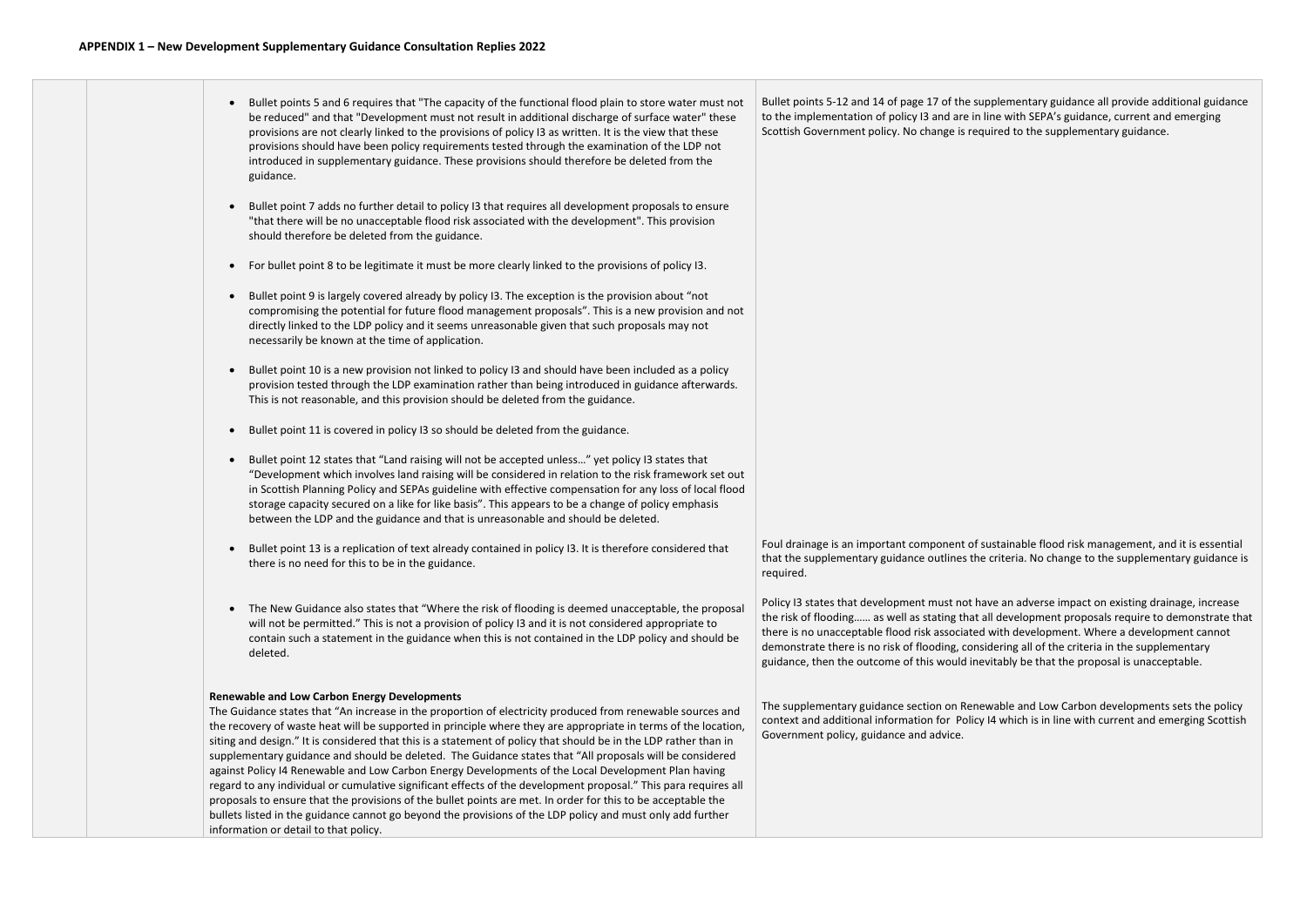**APPENDIX 1 – New Development Supplementary Guidance Consultation Replies 2022**

| | | | |
|---|---|---|---|
| | | • Bullet points 5 and 6 requires that "The capacity of the functional flood plain to store water must not be reduced" and that "Development must not result in additional discharge of surface water" these provisions are not clearly linked to the provisions of policy I3 as written. It is the view that these provisions should have been policy requirements tested through the examination of the LDP not introduced in supplementary guidance. These provisions should therefore be deleted from the guidance.<br><br>• Bullet point 7 adds no further detail to policy I3 that requires all development proposals to ensure "that there will be no unacceptable flood risk associated with the development". This provision should therefore be deleted from the guidance.<br><br>• For bullet point 8 to be legitimate it must be more clearly linked to the provisions of policy I3.<br><br>• Bullet point 9 is largely covered already by policy I3. The exception is the provision about "not compromising the potential for future flood management proposals". This is a new provision and not directly linked to the LDP policy and it seems unreasonable given that such proposals may not necessarily be known at the time of application.<br><br>• Bullet point 10 is a new provision not linked to policy I3 and should have been included as a policy provision tested through the LDP examination rather than being introduced in guidance afterwards. This is not reasonable, and this provision should be deleted from the guidance.<br><br>• Bullet point 11 is covered in policy I3 so should be deleted from the guidance.<br><br>• Bullet point 12 states that "Land raising will not be accepted unless…" yet policy I3 states that "Development which involves land raising will be considered in relation to the risk framework set out in Scottish Planning Policy and SEPAs guideline with effective compensation for any loss of local flood storage capacity secured on a like for like basis". This appears to be a change of policy emphasis between the LDP and the guidance and that is unreasonable and should be deleted. | Bullet points 5-12 and 14 of page 17 of the supplementary guidance all provide additional guidance to the implementation of policy I3 and are in line with SEPA's guidance, current and emerging Scottish Government policy. No change is required to the supplementary guidance. |
| | | • Bullet point 13 is a replication of text already contained in policy I3. It is therefore considered that there is no need for this to be in the guidance. | Foul drainage is an important component of sustainable flood risk management, and it is essential that the supplementary guidance outlines the criteria. No change to the supplementary guidance is required. |
| | | • The New Guidance also states that "Where the risk of flooding is deemed unacceptable, the proposal will not be permitted." This is not a provision of policy I3 and it is not considered appropriate to contain such a statement in the guidance when this is not contained in the LDP policy and should be deleted. | Policy I3 states that development must not have an adverse impact on existing drainage, increase the risk of flooding…… as well as stating that all development proposals require to demonstrate that there is no unacceptable flood risk associated with development. Where a development cannot demonstrate there is no risk of flooding, considering all of the criteria in the supplementary guidance, then the outcome of this would inevitably be that the proposal is unacceptable. |
| | | **Renewable and Low Carbon Energy Developments**<br>The Guidance states that "An increase in the proportion of electricity produced from renewable sources and the recovery of waste heat will be supported in principle where they are appropriate in terms of the location, siting and design." It is considered that this is a statement of policy that should be in the LDP rather than in supplementary guidance and should be deleted. The Guidance states that "All proposals will be considered against Policy I4 Renewable and Low Carbon Energy Developments of the Local Development Plan having regard to any individual or cumulative significant effects of the development proposal." This para requires all proposals to ensure that the provisions of the bullet points are met. In order for this to be acceptable the bullets listed in the guidance cannot go beyond the provisions of the LDP policy and must only add further information or detail to that policy. | The supplementary guidance section on Renewable and Low Carbon developments sets the policy context and additional information for Policy I4 which is in line with current and emerging Scottish Government policy, guidance and advice. |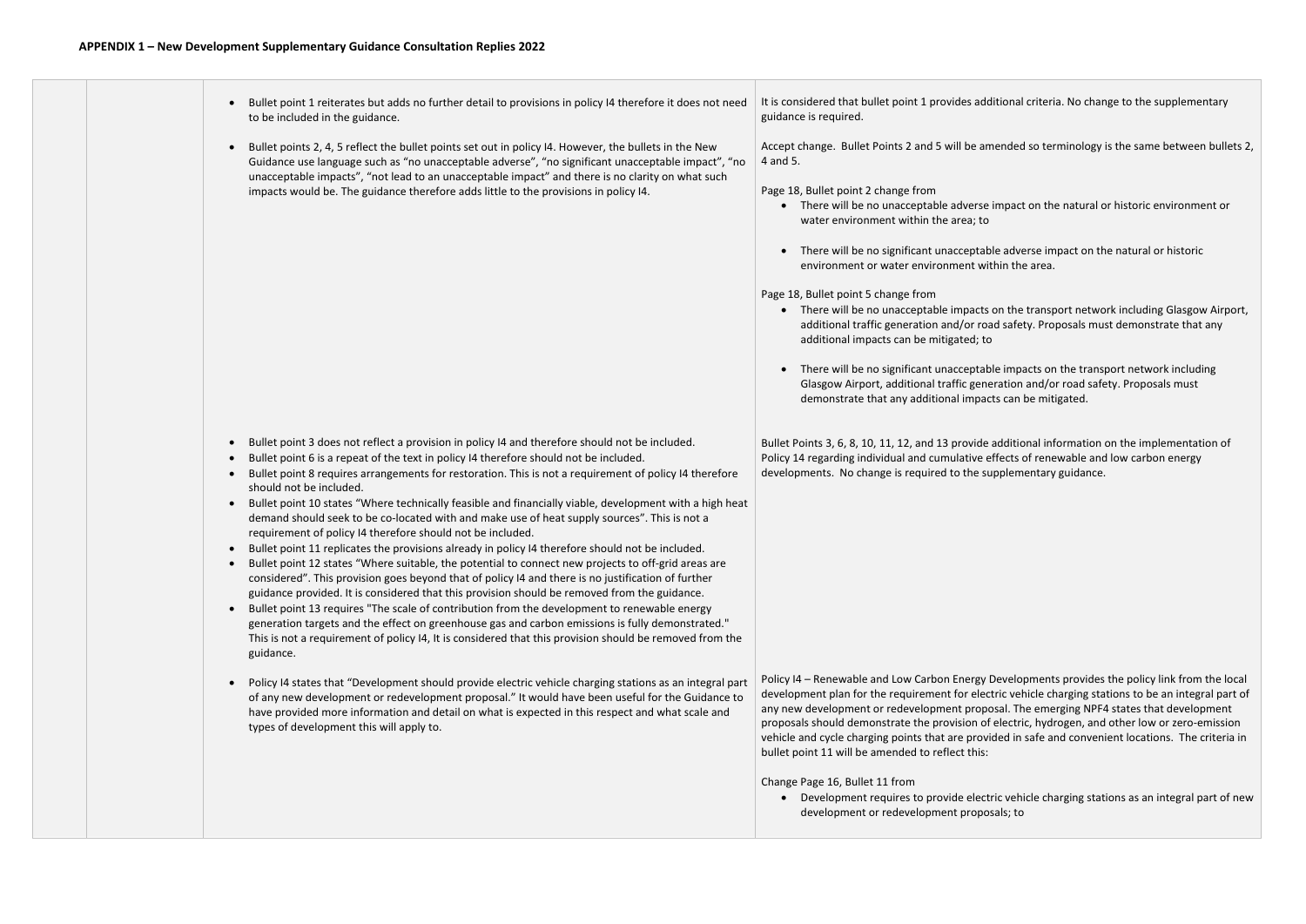**APPENDIX 1 – New Development Supplementary Guidance Consultation Replies 2022**

| | | | |
|---|---|---|---|
| | | • Bullet point 1 reiterates but adds no further detail to provisions in policy I4 therefore it does not need to be included in the guidance. | It is considered that bullet point 1 provides additional criteria. No change to the supplementary guidance is required. |
| | | • Bullet points 2, 4, 5 reflect the bullet points set out in policy I4. However, the bullets in the New Guidance use language such as "no unacceptable adverse", "no significant unacceptable impact", "no unacceptable impacts", "not lead to an unacceptable impact" and there is no clarity on what such impacts would be. The guidance therefore adds little to the provisions in policy I4. | Accept change. Bullet Points 2 and 5 will be amended so terminology is the same between bullets 2, 4 and 5.<br><br>Page 18, Bullet point 2 change from<br>• There will be no unacceptable adverse impact on the natural or historic environment or water environment within the area; to<br><br>• There will be no significant unacceptable adverse impact on the natural or historic environment or water environment within the area.<br><br>Page 18, Bullet point 5 change from<br>• There will be no unacceptable impacts on the transport network including Glasgow Airport, additional traffic generation and/or road safety. Proposals must demonstrate that any additional impacts can be mitigated; to<br><br>• There will be no significant unacceptable impacts on the transport network including Glasgow Airport, additional traffic generation and/or road safety. Proposals must demonstrate that any additional impacts can be mitigated. |
| | | • Bullet point 3 does not reflect a provision in policy I4 and therefore should not be included.<br>• Bullet point 6 is a repeat of the text in policy I4 therefore should not be included.<br>• Bullet point 8 requires arrangements for restoration. This is not a requirement of policy I4 therefore should not be included.<br>• Bullet point 10 states "Where technically feasible and financially viable, development with a high heat demand should seek to be co-located with and make use of heat supply sources". This is not a requirement of policy I4 therefore should not be included.<br>• Bullet point 11 replicates the provisions already in policy I4 therefore should not be included.<br>• Bullet point 12 states "Where suitable, the potential to connect new projects to off-grid areas are considered". This provision goes beyond that of policy I4 and there is no justification of further guidance provided. It is considered that this provision should be removed from the guidance.<br>• Bullet point 13 requires "The scale of contribution from the development to renewable energy generation targets and the effect on greenhouse gas and carbon emissions is fully demonstrated." This is not a requirement of policy I4, It is considered that this provision should be removed from the guidance. | Bullet Points 3, 6, 8, 10, 11, 12, and 13 provide additional information on the implementation of Policy 14 regarding individual and cumulative effects of renewable and low carbon energy developments. No change is required to the supplementary guidance. |
| | | • Policy I4 states that "Development should provide electric vehicle charging stations as an integral part of any new development or redevelopment proposal." It would have been useful for the Guidance to have provided more information and detail on what is expected in this respect and what scale and types of development this will apply to. | Policy I4 – Renewable and Low Carbon Energy Developments provides the policy link from the local development plan for the requirement for electric vehicle charging stations to be an integral part of any new development or redevelopment proposal. The emerging NPF4 states that development proposals should demonstrate the provision of electric, hydrogen, and other low or zero-emission vehicle and cycle charging points that are provided in safe and convenient locations. The criteria in bullet point 11 will be amended to reflect this:<br><br>Change Page 16, Bullet 11 from<br>• Development requires to provide electric vehicle charging stations as an integral part of new development or redevelopment proposals; to |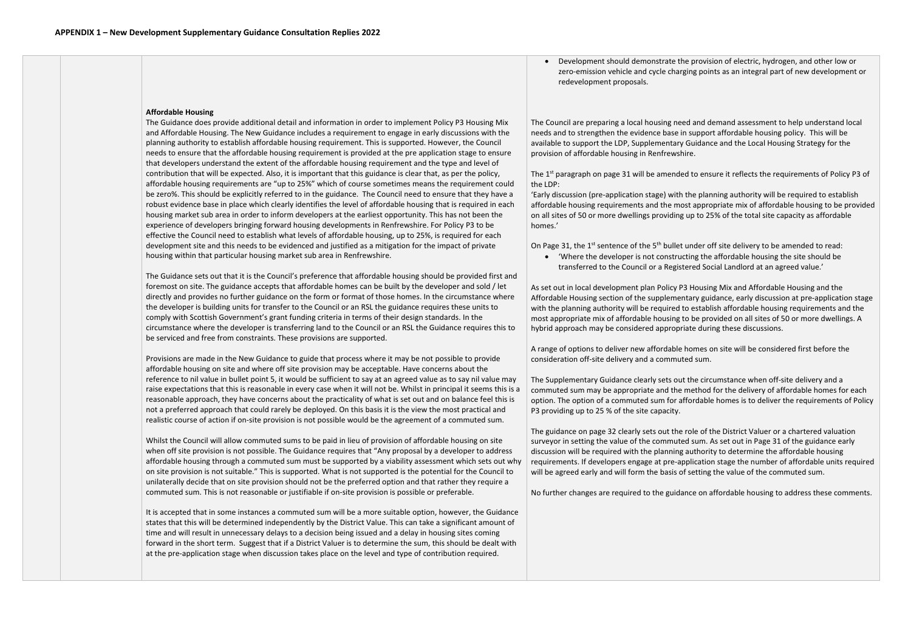**APPENDIX 1 – New Development Supplementary Guidance Consultation Replies 2022**

| | | Comment | Response |
|---|---|---|---|
| | | **Affordable Housing**<br>The Guidance does provide additional detail and information in order to implement Policy P3 Housing Mix and Affordable Housing. The New Guidance includes a requirement to engage in early discussions with the planning authority to establish affordable housing requirement. This is supported. However, the Council needs to ensure that the affordable housing requirement is provided at the pre application stage to ensure that developers understand the extent of the affordable housing requirement and the type and level of contribution that will be expected. Also, it is important that this guidance is clear that, as per the policy, affordable housing requirements are "up to 25%" which of course sometimes means the requirement could be zero%. This should be explicitly referred to in the guidance. The Council need to ensure that they have a robust evidence base in place which clearly identifies the level of affordable housing that is required in each housing market sub area in order to inform developers at the earliest opportunity. This has not been the experience of developers bringing forward housing developments in Renfrewshire. For Policy P3 to be effective the Council need to establish what levels of affordable housing, up to 25%, is required for each development site and this needs to be evidenced and justified as a mitigation for the impact of private housing within that particular housing market sub area in Renfrewshire.<br><br>The Guidance sets out that it is the Council's preference that affordable housing should be provided first and foremost on site. The guidance accepts that affordable homes can be built by the developer and sold / let directly and provides no further guidance on the form or format of those homes. In the circumstance where the developer is building units for transfer to the Council or an RSL the guidance requires these units to comply with Scottish Government's grant funding criteria in terms of their design standards. In the circumstance where the developer is transferring land to the Council or an RSL the Guidance requires this to be serviced and free from constraints. These provisions are supported.<br><br>Provisions are made in the New Guidance to guide that process where it may be not possible to provide affordable housing on site and where off site provision may be acceptable. Have concerns about the reference to nil value in bullet point 5, it would be sufficient to say at an agreed value as to say nil value may raise expectations that this is reasonable in every case when it will not be. Whilst in principal it seems this is a reasonable approach, they have concerns about the practicality of what is set out and on balance feel this is not a preferred approach that could rarely be deployed. On this basis it is the view the most practical and realistic course of action if on-site provision is not possible would be the agreement of a commuted sum.<br><br>Whilst the Council will allow commuted sums to be paid in lieu of provision of affordable housing on site when off site provision is not possible. The Guidance requires that "Any proposal by a developer to address affordable housing through a commuted sum must be supported by a viability assessment which sets out why on site provision is not suitable." This is supported. What is not supported is the potential for the Council to unilaterally decide that on site provision should not be the preferred option and that rather they require a commuted sum. This is not reasonable or justifiable if on-site provision is possible or preferable.<br><br>It is accepted that in some instances a commuted sum will be a more suitable option, however, the Guidance states that this will be determined independently by the District Value. This can take a significant amount of time and will result in unnecessary delays to a decision being issued and a delay in housing sites coming forward in the short term. Suggest that if a District Valuer is to determine the sum, this should be dealt with at the pre-application stage when discussion takes place on the level and type of contribution required. | • Development should demonstrate the provision of electric, hydrogen, and other low or zero-emission vehicle and cycle charging points as an integral part of new development or redevelopment proposals.<br><br>The Council are preparing a local housing need and demand assessment to help understand local needs and to strengthen the evidence base in support affordable housing policy. This will be available to support the LDP, Supplementary Guidance and the Local Housing Strategy for the provision of affordable housing in Renfrewshire.<br><br>The 1st paragraph on page 31 will be amended to ensure it reflects the requirements of Policy P3 of the LDP:<br>'Early discussion (pre-application stage) with the planning authority will be required to establish affordable housing requirements and the most appropriate mix of affordable housing to be provided on all sites of 50 or more dwellings providing up to 25% of the total site capacity as affordable homes.'<br><br>On Page 31, the 1st sentence of the 5th bullet under off site delivery to be amended to read:<br>• 'Where the developer is not constructing the affordable housing the site should be transferred to the Council or a Registered Social Landlord at an agreed value.'<br><br>As set out in local development plan Policy P3 Housing Mix and Affordable Housing and the Affordable Housing section of the supplementary guidance, early discussion at pre-application stage with the planning authority will be required to establish affordable housing requirements and the most appropriate mix of affordable housing to be provided on all sites of 50 or more dwellings. A hybrid approach may be considered appropriate during these discussions.<br><br>A range of options to deliver new affordable homes on site will be considered first before the consideration off-site delivery and a commuted sum.<br><br>The Supplementary Guidance clearly sets out the circumstance when off-site delivery and a commuted sum may be appropriate and the method for the delivery of affordable homes for each option. The option of a commuted sum for affordable homes is to deliver the requirements of Policy P3 providing up to 25 % of the site capacity.<br><br>The guidance on page 32 clearly sets out the role of the District Valuer or a chartered valuation surveyor in setting the value of the commuted sum. As set out in Page 31 of the guidance early discussion will be required with the planning authority to determine the affordable housing requirements. If developers engage at pre-application stage the number of affordable units required will be agreed early and will form the basis of setting the value of the commuted sum.<br><br>No further changes are required to the guidance on affordable housing to address these comments. |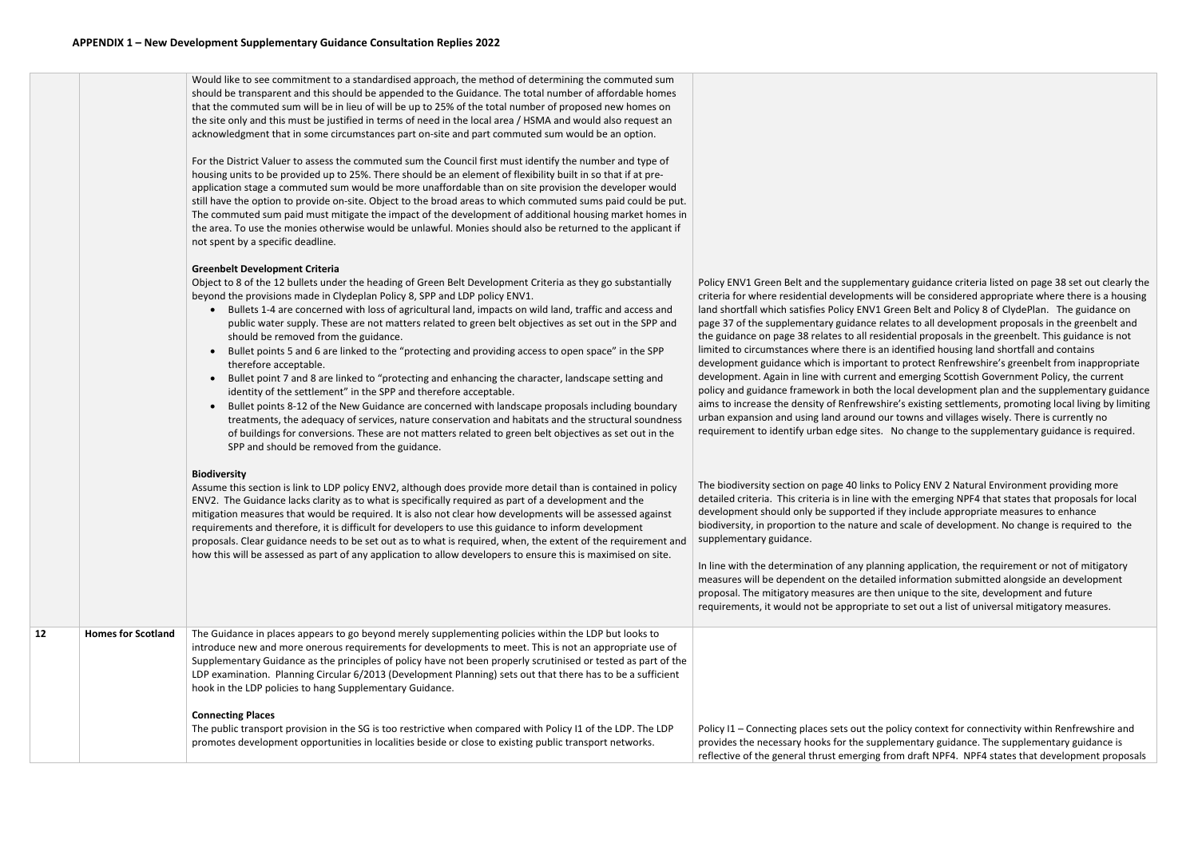**APPENDIX 1 – New Development Supplementary Guidance Consultation Replies 2022**

| | | | |
|---|---|---|---|
| | | Would like to see commitment to a standardised approach, the method of determining the commuted sum should be transparent and this should be appended to the Guidance. The total number of affordable homes that the commuted sum will be in lieu of will be up to 25% of the total number of proposed new homes on the site only and this must be justified in terms of need in the local area / HSMA and would also request an acknowledgment that in some circumstances part on-site and part commuted sum would be an option.<br><br>For the District Valuer to assess the commuted sum the Council first must identify the number and type of housing units to be provided up to 25%. There should be an element of flexibility built in so that if at pre-application stage a commuted sum would be more unaffordable than on site provision the developer would still have the option to provide on-site. Object to the broad areas to which commuted sums paid could be put. The commuted sum paid must mitigate the impact of the development of additional housing market homes in the area. To use the monies otherwise would be unlawful. Monies should also be returned to the applicant if not spent by a specific deadline. | |
| | | **Greenbelt Development Criteria**<br>Object to 8 of the 12 bullets under the heading of Green Belt Development Criteria as they go substantially beyond the provisions made in Clydeplan Policy 8, SPP and LDP policy ENV1.<br>• Bullets 1-4 are concerned with loss of agricultural land, impacts on wild land, traffic and access and public water supply. These are not matters related to green belt objectives as set out in the SPP and should be removed from the guidance.<br>• Bullet points 5 and 6 are linked to the "protecting and providing access to open space" in the SPP therefore acceptable.<br>• Bullet point 7 and 8 are linked to "protecting and enhancing the character, landscape setting and identity of the settlement" in the SPP and therefore acceptable.<br>• Bullet points 8-12 of the New Guidance are concerned with landscape proposals including boundary treatments, the adequacy of services, nature conservation and habitats and the structural soundness of buildings for conversions. These are not matters related to green belt objectives as set out in the SPP and should be removed from the guidance. | Policy ENV1 Green Belt and the supplementary guidance criteria listed on page 38 set out clearly the criteria for where residential developments will be considered appropriate where there is a housing land shortfall which satisfies Policy ENV1 Green Belt and Policy 8 of ClydePlan. The guidance on page 37 of the supplementary guidance relates to all development proposals in the greenbelt and the guidance on page 38 relates to all residential proposals in the greenbelt. This guidance is not limited to circumstances where there is an identified housing land shortfall and contains development guidance which is important to protect Renfrewshire's greenbelt from inappropriate development. Again in line with current and emerging Scottish Government Policy, the current policy and guidance framework in both the local development plan and the supplementary guidance aims to increase the density of Renfrewshire's existing settlements, promoting local living by limiting urban expansion and using land around our towns and villages wisely. There is currently no requirement to identify urban edge sites. No change to the supplementary guidance is required. |
| | | **Biodiversity**<br>Assume this section is link to LDP policy ENV2, although does provide more detail than is contained in policy ENV2. The Guidance lacks clarity as to what is specifically required as part of a development and the mitigation measures that would be required. It is also not clear how developments will be assessed against requirements and therefore, it is difficult for developers to use this guidance to inform development proposals. Clear guidance needs to be set out as to what is required, when, the extent of the requirement and how this will be assessed as part of any application to allow developers to ensure this is maximised on site. | The biodiversity section on page 40 links to Policy ENV 2 Natural Environment providing more detailed criteria. This criteria is in line with the emerging NPF4 that states that proposals for local development should only be supported if they include appropriate measures to enhance biodiversity, in proportion to the nature and scale of development. No change is required to the supplementary guidance.<br><br>In line with the determination of any planning application, the requirement or not of mitigatory measures will be dependent on the detailed information submitted alongside an development proposal. The mitigatory measures are then unique to the site, development and future requirements, it would not be appropriate to set out a list of universal mitigatory measures. |
| 12 | **Homes for Scotland** | The Guidance in places appears to go beyond merely supplementing policies within the LDP but looks to introduce new and more onerous requirements for developments to meet. This is not an appropriate use of Supplementary Guidance as the principles of policy have not been properly scrutinised or tested as part of the LDP examination. Planning Circular 6/2013 (Development Planning) sets out that there has to be a sufficient hook in the LDP policies to hang Supplementary Guidance. | |
| | | **Connecting Places**<br>The public transport provision in the SG is too restrictive when compared with Policy I1 of the LDP. The LDP promotes development opportunities in localities beside or close to existing public transport networks. | Policy I1 – Connecting places sets out the policy context for connectivity within Renfrewshire and provides the necessary hooks for the supplementary guidance. The supplementary guidance is reflective of the general thrust emerging from draft NPF4. NPF4 states that development proposals |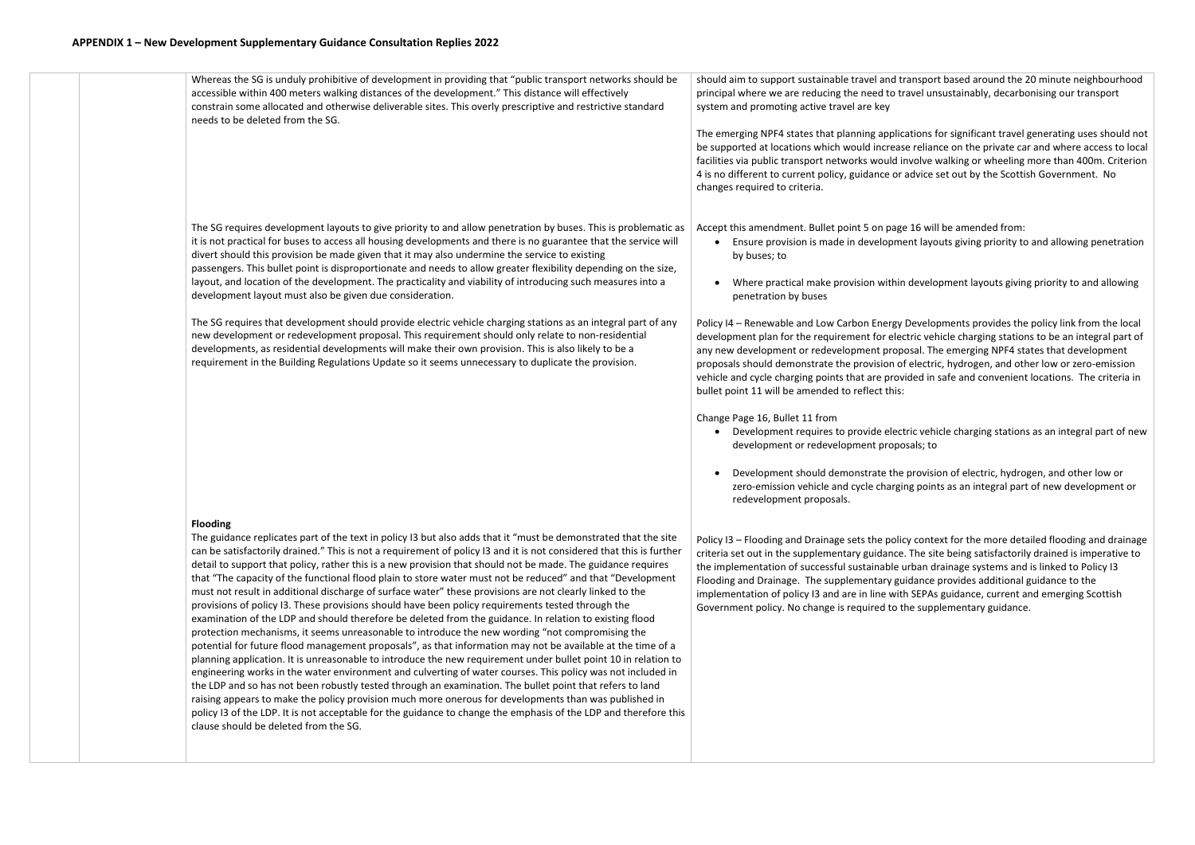## APPENDIX 1 – New Development Supplementary Guidance Consultation Replies 2022

| | | | |
|---|---|---|---|
| | | Whereas the SG is unduly prohibitive of development in providing that "public transport networks should be accessible within 400 meters walking distances of the development." This distance will effectively constrain some allocated and otherwise deliverable sites. This overly prescriptive and restrictive standard needs to be deleted from the SG. | should aim to support sustainable travel and transport based around the 20 minute neighbourhood principal where we are reducing the need to travel unsustainably, decarbonising our transport system and promoting active travel are key<br><br>The emerging NPF4 states that planning applications for significant travel generating uses should not be supported at locations which would increase reliance on the private car and where access to local facilities via public transport networks would involve walking or wheeling more than 400m. Criterion 4 is no different to current policy, guidance or advice set out by the Scottish Government. No changes required to criteria. |
| | | The SG requires development layouts to give priority to and allow penetration by buses. This is problematic as it is not practical for buses to access all housing developments and there is no guarantee that the service will divert should this provision be made given that it may also undermine the service to existing passengers. This bullet point is disproportionate and needs to allow greater flexibility depending on the size, layout, and location of the development. The practicality and viability of introducing such measures into a development layout must also be given due consideration. | Accept this amendment. Bullet point 5 on page 16 will be amended from:<br>• Ensure provision is made in development layouts giving priority to and allowing penetration by buses; to<br><br>• Where practical make provision within development layouts giving priority to and allowing penetration by buses |
| | | The SG requires that development should provide electric vehicle charging stations as an integral part of any new development or redevelopment proposal. This requirement should only relate to non-residential developments, as residential developments will make their own provision. This is also likely to be a requirement in the Building Regulations Update so it seems unnecessary to duplicate the provision. | Policy I4 – Renewable and Low Carbon Energy Developments provides the policy link from the local development plan for the requirement for electric vehicle charging stations to be an integral part of any new development or redevelopment proposal. The emerging NPF4 states that development proposals should demonstrate the provision of electric, hydrogen, and other low or zero-emission vehicle and cycle charging points that are provided in safe and convenient locations. The criteria in bullet point 11 will be amended to reflect this:<br><br>Change Page 16, Bullet 11 from<br>• Development requires to provide electric vehicle charging stations as an integral part of new development or redevelopment proposals; to<br><br>• Development should demonstrate the provision of electric, hydrogen, and other low or zero-emission vehicle and cycle charging points as an integral part of new development or redevelopment proposals. |
| | | **Flooding**<br>The guidance replicates part of the text in policy I3 but also adds that it "must be demonstrated that the site can be satisfactorily drained." This is not a requirement of policy I3 and it is not considered that this is further detail to support that policy, rather this is a new provision that should not be made. The guidance requires that "The capacity of the functional flood plain to store water must not be reduced" and that "Development must not result in additional discharge of surface water" these provisions are not clearly linked to the provisions of policy I3. These provisions should have been policy requirements tested through the examination of the LDP and should therefore be deleted from the guidance. In relation to existing flood protection mechanisms, it seems unreasonable to introduce the new wording "not compromising the potential for future flood management proposals", as that information may not be available at the time of a planning application. It is unreasonable to introduce the new requirement under bullet point 10 in relation to engineering works in the water environment and culverting of water courses. This policy was not included in the LDP and so has not been robustly tested through an examination. The bullet point that refers to land raising appears to make the policy provision much more onerous for developments than was published in policy I3 of the LDP. It is not acceptable for the guidance to change the emphasis of the LDP and therefore this clause should be deleted from the SG. | Policy I3 – Flooding and Drainage sets the policy context for the more detailed flooding and drainage criteria set out in the supplementary guidance. The site being satisfactorily drained is imperative to the implementation of successful sustainable urban drainage systems and is linked to Policy I3 Flooding and Drainage. The supplementary guidance provides additional guidance to the implementation of policy I3 and are in line with SEPAs guidance, current and emerging Scottish Government policy. No change is required to the supplementary guidance. |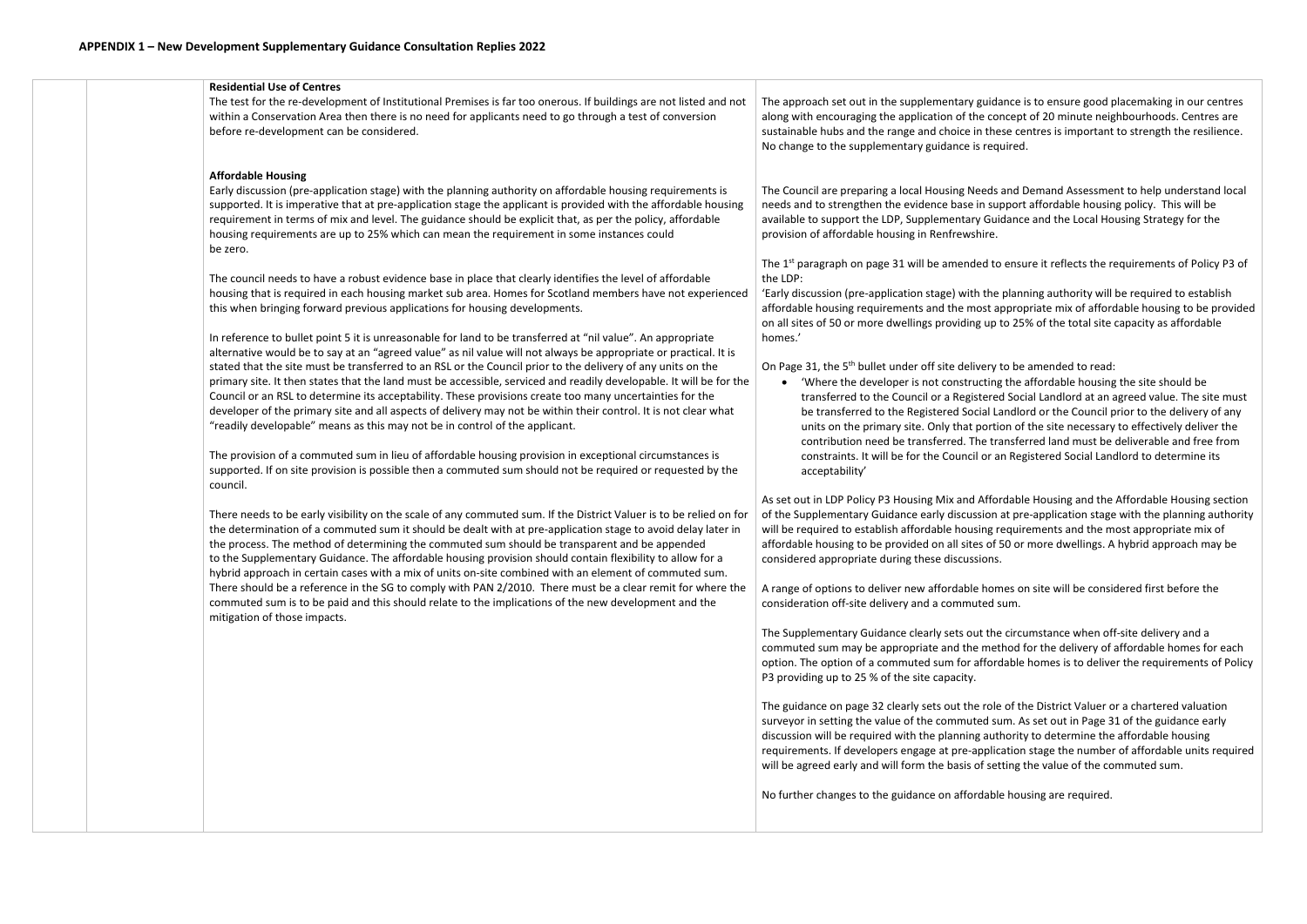## APPENDIX 1 – New Development Supplementary Guidance Consultation Replies 2022

| | | | |
|---|---|---|---|
| | | **Residential Use of Centres**<br>The test for the re-development of Institutional Premises is far too onerous. If buildings are not listed and not within a Conservation Area then there is no need for applicants need to go through a test of conversion before re-development can be considered.<br><br>**Affordable Housing**<br>Early discussion (pre-application stage) with the planning authority on affordable housing requirements is supported. It is imperative that at pre-application stage the applicant is provided with the affordable housing requirement in terms of mix and level. The guidance should be explicit that, as per the policy, affordable housing requirements are up to 25% which can mean the requirement in some instances could be zero.<br><br>The council needs to have a robust evidence base in place that clearly identifies the level of affordable housing that is required in each housing market sub area. Homes for Scotland members have not experienced this when bringing forward previous applications for housing developments.<br><br>In reference to bullet point 5 it is unreasonable for land to be transferred at "nil value". An appropriate alternative would be to say at an "agreed value" as nil value will not always be appropriate or practical. It is stated that the site must be transferred to an RSL or the Council prior to the delivery of any units on the primary site. It then states that the land must be accessible, serviced and readily developable. It will be for the Council or an RSL to determine its acceptability. These provisions create too many uncertainties for the developer of the primary site and all aspects of delivery may not be within their control. It is not clear what "readily developable" means as this may not be in control of the applicant.<br><br>The provision of a commuted sum in lieu of affordable housing provision in exceptional circumstances is supported. If on site provision is possible then a commuted sum should not be required or requested by the council.<br><br>There needs to be early visibility on the scale of any commuted sum. If the District Valuer is to be relied on for the determination of a commuted sum it should be dealt with at pre-application stage to avoid delay later in the process. The method of determining the commuted sum should be transparent and be appended to the Supplementary Guidance. The affordable housing provision should contain flexibility to allow for a hybrid approach in certain cases with a mix of units on-site combined with an element of commuted sum. There should be a reference in the SG to comply with PAN 2/2010. There must be a clear remit for where the commuted sum is to be paid and this should relate to the implications of the new development and the mitigation of those impacts. | The approach set out in the supplementary guidance is to ensure good placemaking in our centres along with encouraging the application of the concept of 20 minute neighbourhoods. Centres are sustainable hubs and the range and choice in these centres is important to strength the resilience. No change to the supplementary guidance is required.<br><br>The Council are preparing a local Housing Needs and Demand Assessment to help understand local needs and to strengthen the evidence base in support affordable housing policy. This will be available to support the LDP, Supplementary Guidance and the Local Housing Strategy for the provision of affordable housing in Renfrewshire.<br><br>The 1st paragraph on page 31 will be amended to ensure it reflects the requirements of Policy P3 of the LDP:<br>'Early discussion (pre-application stage) with the planning authority will be required to establish affordable housing requirements and the most appropriate mix of affordable housing to be provided on all sites of 50 or more dwellings providing up to 25% of the total site capacity as affordable homes.'<br><br>On Page 31, the 5th bullet under off site delivery to be amended to read:<br>• 'Where the developer is not constructing the affordable housing the site should be transferred to the Council or a Registered Social Landlord at an agreed value. The site must be transferred to the Registered Social Landlord or the Council prior to the delivery of any units on the primary site. Only that portion of the site necessary to effectively deliver the contribution need be transferred. The transferred land must be deliverable and free from constraints. It will be for the Council or an Registered Social Landlord to determine its acceptability'<br><br>As set out in LDP Policy P3 Housing Mix and Affordable Housing and the Affordable Housing section of the Supplementary Guidance early discussion at pre-application stage with the planning authority will be required to establish affordable housing requirements and the most appropriate mix of affordable housing to be provided on all sites of 50 or more dwellings. A hybrid approach may be considered appropriate during these discussions.<br><br>A range of options to deliver new affordable homes on site will be considered first before the consideration off-site delivery and a commuted sum.<br><br>The Supplementary Guidance clearly sets out the circumstance when off-site delivery and a commuted sum may be appropriate and the method for the delivery of affordable homes for each option. The option of a commuted sum for affordable homes is to deliver the requirements of Policy P3 providing up to 25 % of the site capacity.<br><br>The guidance on page 32 clearly sets out the role of the District Valuer or a chartered valuation surveyor in setting the value of the commuted sum. As set out in Page 31 of the guidance early discussion will be required with the planning authority to determine the affordable housing requirements. If developers engage at pre-application stage the number of affordable units required will be agreed early and will form the basis of setting the value of the commuted sum.<br><br>No further changes to the guidance on affordable housing are required. |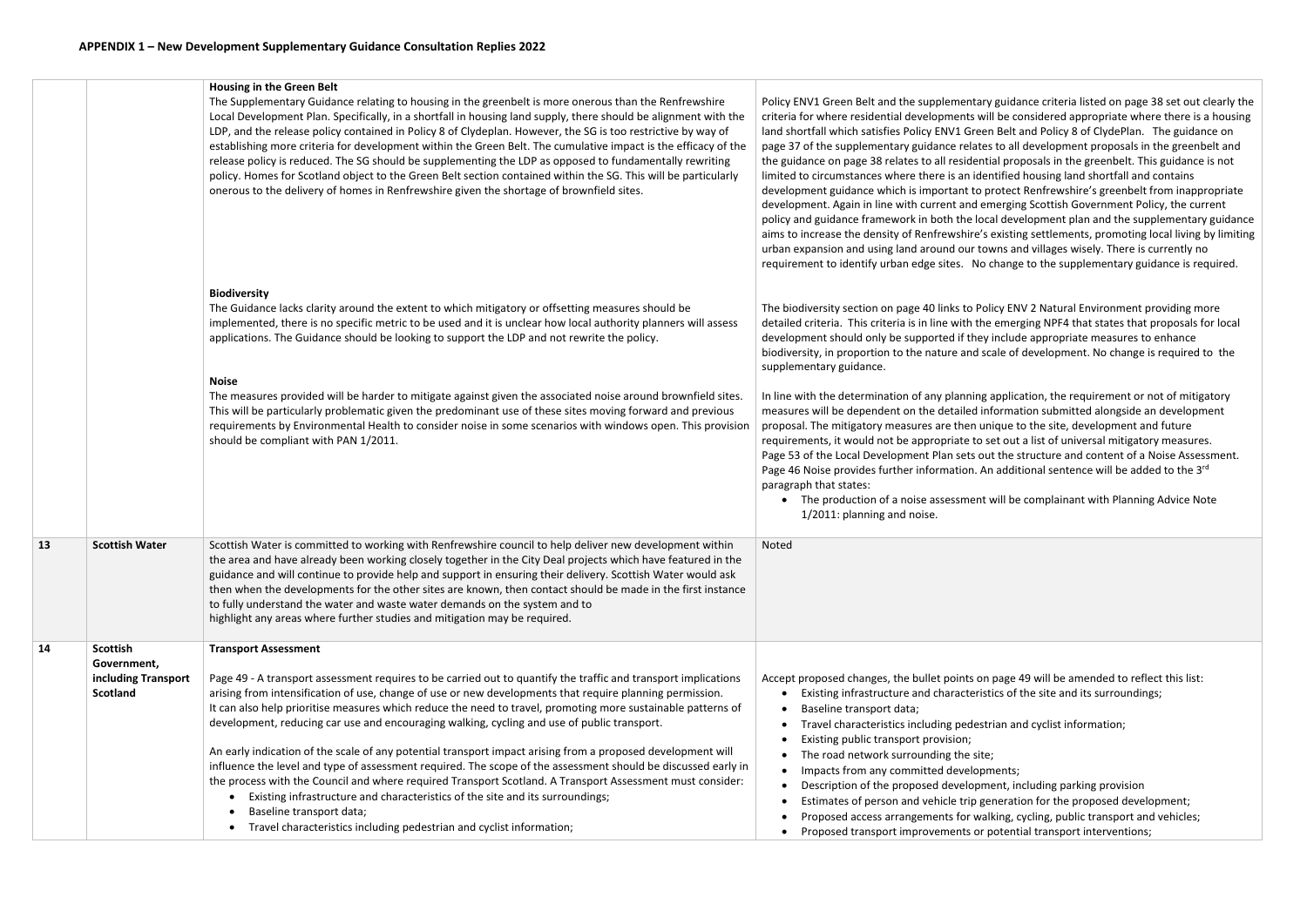## APPENDIX 1 – New Development Supplementary Guidance Consultation Replies 2022

| | | | |
|---|---|---|---|
| | | **Housing in the Green Belt**<br>The Supplementary Guidance relating to housing in the greenbelt is more onerous than the Renfrewshire Local Development Plan. Specifically, in a shortfall in housing land supply, there should be alignment with the LDP, and the release policy contained in Policy 8 of Clydeplan. However, the SG is too restrictive by way of establishing more criteria for development within the Green Belt. The cumulative impact is the efficacy of the release policy is reduced. The SG should be supplementing the LDP as opposed to fundamentally rewriting policy. Homes for Scotland object to the Green Belt section contained within the SG. This will be particularly onerous to the delivery of homes in Renfrewshire given the shortage of brownfield sites. | Policy ENV1 Green Belt and the supplementary guidance criteria listed on page 38 set out clearly the criteria for where residential developments will be considered appropriate where there is a housing land shortfall which satisfies Policy ENV1 Green Belt and Policy 8 of ClydePlan. The guidance on page 37 of the supplementary guidance relates to all development proposals in the greenbelt and the guidance on page 38 relates to all residential proposals in the greenbelt. This guidance is not limited to circumstances where there is an identified housing land shortfall and contains development guidance which is important to protect Renfrewshire's greenbelt from inappropriate development. Again in line with current and emerging Scottish Government Policy, the current policy and guidance framework in both the local development plan and the supplementary guidance aims to increase the density of Renfrewshire's existing settlements, promoting local living by limiting urban expansion and using land around our towns and villages wisely. There is currently no requirement to identify urban edge sites. No change to the supplementary guidance is required. |
| | | **Biodiversity**<br>The Guidance lacks clarity around the extent to which mitigatory or offsetting measures should be implemented, there is no specific metric to be used and it is unclear how local authority planners will assess applications. The Guidance should be looking to support the LDP and not rewrite the policy. | The biodiversity section on page 40 links to Policy ENV 2 Natural Environment providing more detailed criteria. This criteria is in line with the emerging NPF4 that states that proposals for local development should only be supported if they include appropriate measures to enhance biodiversity, in proportion to the nature and scale of development. No change is required to the supplementary guidance. |
| | | **Noise**<br>The measures provided will be harder to mitigate against given the associated noise around brownfield sites. This will be particularly problematic given the predominant use of these sites moving forward and previous requirements by Environmental Health to consider noise in some scenarios with windows open. This provision should be compliant with PAN 1/2011. | In line with the determination of any planning application, the requirement or not of mitigatory measures will be dependent on the detailed information submitted alongside an development proposal. The mitigatory measures are then unique to the site, development and future requirements, it would not be appropriate to set out a list of universal mitigatory measures. Page 53 of the Local Development Plan sets out the structure and content of a Noise Assessment. Page 46 Noise provides further information. An additional sentence will be added to the 3rd paragraph that states:<br>• The production of a noise assessment will be complainant with Planning Advice Note 1/2011: planning and noise. |
| **13** | **Scottish Water** | Scottish Water is committed to working with Renfrewshire council to help deliver new development within the area and have already been working closely together in the City Deal projects which have featured in the guidance and will continue to provide help and support in ensuring their delivery. Scottish Water would ask then when the developments for the other sites are known, then contact should be made in the first instance to fully understand the water and waste water demands on the system and to highlight any areas where further studies and mitigation may be required. | Noted |
| **14** | **Scottish Government, including Transport Scotland** | **Transport Assessment**<br><br>Page 49 - A transport assessment requires to be carried out to quantify the traffic and transport implications arising from intensification of use, change of use or new developments that require planning permission. It can also help prioritise measures which reduce the need to travel, promoting more sustainable patterns of development, reducing car use and encouraging walking, cycling and use of public transport.<br><br>An early indication of the scale of any potential transport impact arising from a proposed development will influence the level and type of assessment required. The scope of the assessment should be discussed early in the process with the Council and where required Transport Scotland. A Transport Assessment must consider:<br>• Existing infrastructure and characteristics of the site and its surroundings;<br>• Baseline transport data;<br>• Travel characteristics including pedestrian and cyclist information; | Accept proposed changes, the bullet points on page 49 will be amended to reflect this list:<br>• Existing infrastructure and characteristics of the site and its surroundings;<br>• Baseline transport data;<br>• Travel characteristics including pedestrian and cyclist information;<br>• Existing public transport provision;<br>• The road network surrounding the site;<br>• Impacts from any committed developments;<br>• Description of the proposed development, including parking provision<br>• Estimates of person and vehicle trip generation for the proposed development;<br>• Proposed access arrangements for walking, cycling, public transport and vehicles;<br>• Proposed transport improvements or potential transport interventions; |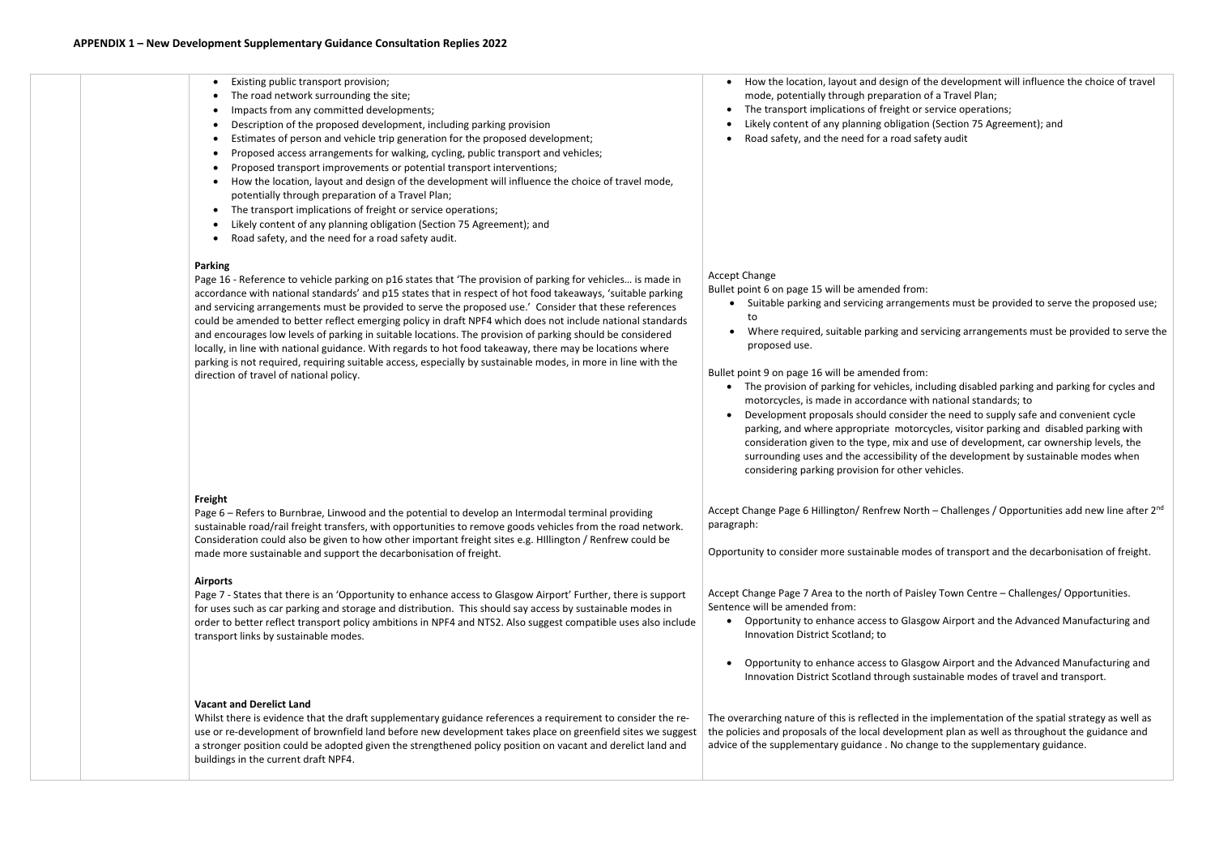**APPENDIX 1 – New Development Supplementary Guidance Consultation Replies 2022**

| | | | |
|---|---|---|---|
| | | • Existing public transport provision;<br>• The road network surrounding the site;<br>• Impacts from any committed developments;<br>• Description of the proposed development, including parking provision<br>• Estimates of person and vehicle trip generation for the proposed development;<br>• Proposed access arrangements for walking, cycling, public transport and vehicles;<br>• Proposed transport improvements or potential transport interventions;<br>• How the location, layout and design of the development will influence the choice of travel mode, potentially through preparation of a Travel Plan;<br>• The transport implications of freight or service operations;<br>• Likely content of any planning obligation (Section 75 Agreement); and<br>• Road safety, and the need for a road safety audit. | • How the location, layout and design of the development will influence the choice of travel mode, potentially through preparation of a Travel Plan;<br>• The transport implications of freight or service operations;<br>• Likely content of any planning obligation (Section 75 Agreement); and<br>• Road safety, and the need for a road safety audit |
| | | **Parking**<br>Page 16 - Reference to vehicle parking on p16 states that 'The provision of parking for vehicles… is made in accordance with national standards' and p15 states that in respect of hot food takeaways, 'suitable parking and servicing arrangements must be provided to serve the proposed use.' Consider that these references could be amended to better reflect emerging policy in draft NPF4 which does not include national standards and encourages low levels of parking in suitable locations. The provision of parking should be considered locally, in line with national guidance. With regards to hot food takeaway, there may be locations where parking is not required, requiring suitable access, especially by sustainable modes, in more in line with the direction of travel of national policy. | Accept Change<br>Bullet point 6 on page 15 will be amended from:<br>• Suitable parking and servicing arrangements must be provided to serve the proposed use; to<br>• Where required, suitable parking and servicing arrangements must be provided to serve the proposed use.<br><br>Bullet point 9 on page 16 will be amended from:<br>• The provision of parking for vehicles, including disabled parking and parking for cycles and motorcycles, is made in accordance with national standards; to<br>• Development proposals should consider the need to supply safe and convenient cycle parking, and where appropriate motorcycles, visitor parking and disabled parking with consideration given to the type, mix and use of development, car ownership levels, the surrounding uses and the accessibility of the development by sustainable modes when considering parking provision for other vehicles. |
| | | **Freight**<br>Page 6 – Refers to Burnbrae, Linwood and the potential to develop an Intermodal terminal providing sustainable road/rail freight transfers, with opportunities to remove goods vehicles from the road network. Consideration could also be given to how other important freight sites e.g. HIllington / Renfrew could be made more sustainable and support the decarbonisation of freight. | Accept Change Page 6 Hillington/ Renfrew North – Challenges / Opportunities add new line after 2nd paragraph:<br><br>Opportunity to consider more sustainable modes of transport and the decarbonisation of freight. |
| | | **Airports**<br>Page 7 - States that there is an 'Opportunity to enhance access to Glasgow Airport' Further, there is support for uses such as car parking and storage and distribution. This should say access by sustainable modes in order to better reflect transport policy ambitions in NPF4 and NTS2. Also suggest compatible uses also include transport links by sustainable modes. | Accept Change Page 7 Area to the north of Paisley Town Centre – Challenges/ Opportunities. Sentence will be amended from:<br>• Opportunity to enhance access to Glasgow Airport and the Advanced Manufacturing and Innovation District Scotland; to<br><br>• Opportunity to enhance access to Glasgow Airport and the Advanced Manufacturing and Innovation District Scotland through sustainable modes of travel and transport. |
| | | **Vacant and Derelict Land**<br>Whilst there is evidence that the draft supplementary guidance references a requirement to consider the re-use or re-development of brownfield land before new development takes place on greenfield sites we suggest a stronger position could be adopted given the strengthened policy position on vacant and derelict land and buildings in the current draft NPF4. | The overarching nature of this is reflected in the implementation of the spatial strategy as well as the policies and proposals of the local development plan as well as throughout the guidance and advice of the supplementary guidance . No change to the supplementary guidance. |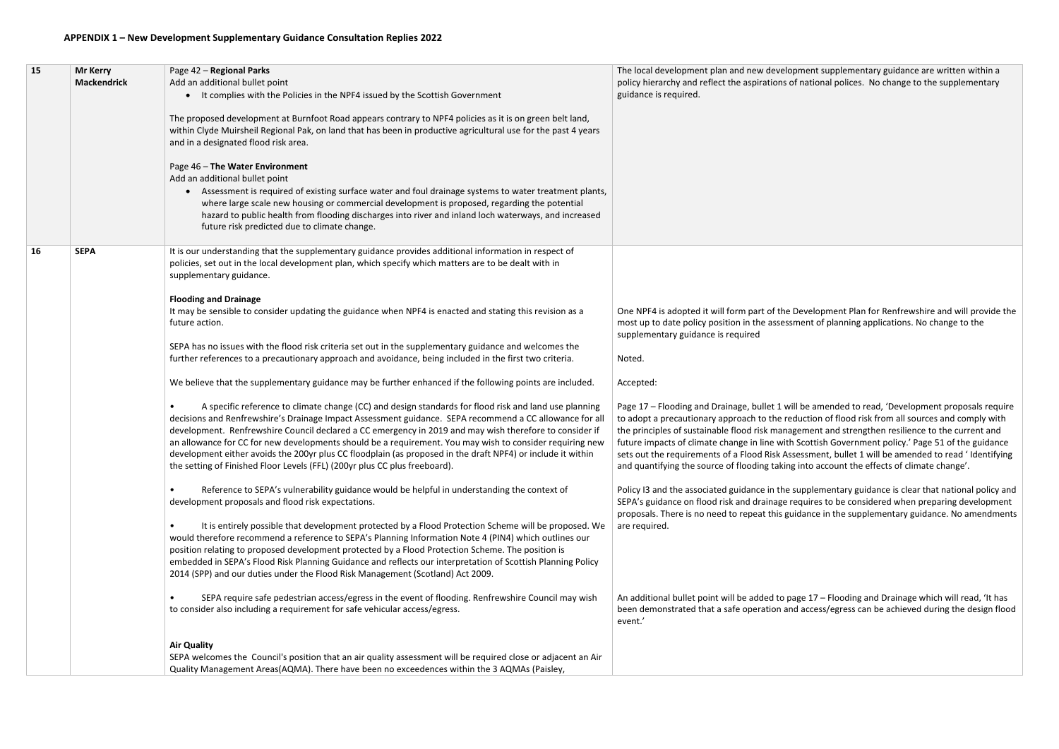## APPENDIX 1 – New Development Supplementary Guidance Consultation Replies 2022

| | | | |
|---|---|---|---|
| 15 | Mr Kerry Mackendrick | Page 42 – **Regional Parks**<br>Add an additional bullet point<br>• It complies with the Policies in the NPF4 issued by the Scottish Government<br><br>The proposed development at Burnfoot Road appears contrary to NPF4 policies as it is on green belt land, within Clyde Muirsheil Regional Pak, on land that has been in productive agricultural use for the past 4 years and in a designated flood risk area.<br><br>Page 46 – **The Water Environment**<br>Add an additional bullet point<br>• Assessment is required of existing surface water and foul drainage systems to water treatment plants, where large scale new housing or commercial development is proposed, regarding the potential hazard to public health from flooding discharges into river and inland loch waterways, and increased future risk predicted due to climate change. | The local development plan and new development supplementary guidance are written within a policy hierarchy and reflect the aspirations of national polices. No change to the supplementary guidance is required. |
| 16 | SEPA | It is our understanding that the supplementary guidance provides additional information in respect of policies, set out in the local development plan, which specify which matters are to be dealt with in supplementary guidance.<br><br>**Flooding and Drainage**<br>It may be sensible to consider updating the guidance when NPF4 is enacted and stating this revision as a future action.<br><br>SEPA has no issues with the flood risk criteria set out in the supplementary guidance and welcomes the further references to a precautionary approach and avoidance, being included in the first two criteria.<br><br>We believe that the supplementary guidance may be further enhanced if the following points are included.<br><br>• A specific reference to climate change (CC) and design standards for flood risk and land use planning decisions and Renfrewshire's Drainage Impact Assessment guidance. SEPA recommend a CC allowance for all development. Renfrewshire Council declared a CC emergency in 2019 and may wish therefore to consider if an allowance for CC for new developments should be a requirement. You may wish to consider requiring new development either avoids the 200yr plus CC floodplain (as proposed in the draft NPF4) or include it within the setting of Finished Floor Levels (FFL) (200yr plus CC plus freeboard).<br><br>• Reference to SEPA's vulnerability guidance would be helpful in understanding the context of development proposals and flood risk expectations.<br><br>• It is entirely possible that development protected by a Flood Protection Scheme will be proposed. We would therefore recommend a reference to SEPA's Planning Information Note 4 (PIN4) which outlines our position relating to proposed development protected by a Flood Protection Scheme. The position is embedded in SEPA's Flood Risk Planning Guidance and reflects our interpretation of Scottish Planning Policy 2014 (SPP) and our duties under the Flood Risk Management (Scotland) Act 2009.<br><br>• SEPA require safe pedestrian access/egress in the event of flooding. Renfrewshire Council may wish to consider also including a requirement for safe vehicular access/egress.<br><br>**Air Quality**<br>SEPA welcomes the Council's position that an air quality assessment will be required close or adjacent an Air Quality Management Areas(AQMA). There have been no exceedences within the 3 AQMAs (Paisley, | One NPF4 is adopted it will form part of the Development Plan for Renfrewshire and will provide the most up to date policy position in the assessment of planning applications. No change to the supplementary guidance is required<br><br>Noted.<br><br>Accepted:<br><br>Page 17 – Flooding and Drainage, bullet 1 will be amended to read, 'Development proposals require to adopt a precautionary approach to the reduction of flood risk from all sources and comply with the principles of sustainable flood risk management and strengthen resilience to the current and future impacts of climate change in line with Scottish Government policy.' Page 51 of the guidance sets out the requirements of a Flood Risk Assessment, bullet 1 will be amended to read ' Identifying and quantifying the source of flooding taking into account the effects of climate change'.<br><br>Policy I3 and the associated guidance in the supplementary guidance is clear that national policy and SEPA's guidance on flood risk and drainage requires to be considered when preparing development proposals. There is no need to repeat this guidance in the supplementary guidance. No amendments are required.<br><br>An additional bullet point will be added to page 17 – Flooding and Drainage which will read, 'It has been demonstrated that a safe operation and access/egress can be achieved during the design flood event.' |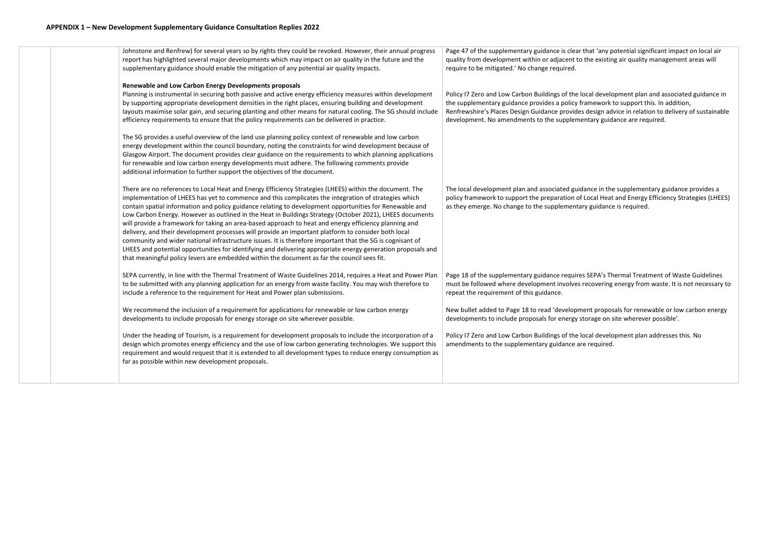## APPENDIX 1 – New Development Supplementary Guidance Consultation Replies 2022

| | | | |
|---|---|---|---|
| | | Johnstone and Renfrew) for several years so by rights they could be revoked. However, their annual progress report has highlighted several major developments which may impact on air quality in the future and the supplementary guidance should enable the mitigation of any potential air quality impacts. | Page 47 of the supplementary guidance is clear that 'any potential significant impact on local air quality from development within or adjacent to the existing air quality management areas will require to be mitigated.' No change required. |
| | | **Renewable and Low Carbon Energy Developments proposals**<br>Planning is instrumental in securing both passive and active energy efficiency measures within development by supporting appropriate development densities in the right places, ensuring building and development layouts maximise solar gain, and securing planting and other means for natural cooling. The SG should include efficiency requirements to ensure that the policy requirements can be delivered in practice. | Policy I7 Zero and Low Carbon Buildings of the local development plan and associated guidance in the supplementary guidance provides a policy framework to support this. In addition, Renfrewshire's Places Design Guidance provides design advice in relation to delivery of sustainable development. No amendments to the supplementary guidance are required. |
| | | The SG provides a useful overview of the land use planning policy context of renewable and low carbon energy development within the council boundary, noting the constraints for wind development because of Glasgow Airport. The document provides clear guidance on the requirements to which planning applications for renewable and low carbon energy developments must adhere. The following comments provide additional information to further support the objectives of the document. | |
| | | There are no references to Local Heat and Energy Efficiency Strategies (LHEES) within the document. The implementation of LHEES has yet to commence and this complicates the integration of strategies which contain spatial information and policy guidance relating to development opportunities for Renewable and Low Carbon Energy. However as outlined in the Heat in Buildings Strategy (October 2021), LHEES documents will provide a framework for taking an area-based approach to heat and energy efficiency planning and delivery, and their development processes will provide an important platform to consider both local community and wider national infrastructure issues. It is therefore important that the SG is cognisant of LHEES and potential opportunities for identifying and delivering appropriate energy generation proposals and that meaningful policy levers are embedded within the document as far the council sees fit. | The local development plan and associated guidance in the supplementary guidance provides a policy framework to support the preparation of Local Heat and Energy Efficiency Strategies (LHEES) as they emerge. No change to the supplementary guidance is required. |
| | | SEPA currently, in line with the Thermal Treatment of Waste Guidelines 2014, requires a Heat and Power Plan to be submitted with any planning application for an energy from waste facility. You may wish therefore to include a reference to the requirement for Heat and Power plan submissions. | Page 18 of the supplementary guidance requires SEPA's Thermal Treatment of Waste Guidelines must be followed where development involves recovering energy from waste. It is not necessary to repeat the requirement of this guidance. |
| | | We recommend the inclusion of a requirement for applications for renewable or low carbon energy developments to include proposals for energy storage on site wherever possible. | New bullet added to Page 18 to read 'development proposals for renewable or low carbon energy developments to include proposals for energy storage on site wherever possible'. |
| | | Under the heading of Tourism, is a requirement for development proposals to include the incorporation of a design which promotes energy efficiency and the use of low carbon generating technologies. We support this requirement and would request that it is extended to all development types to reduce energy consumption as far as possible within new development proposals. | Policy I7 Zero and Low Carbon Buildings of the local development plan addresses this. No amendments to the supplementary guidance are required. |